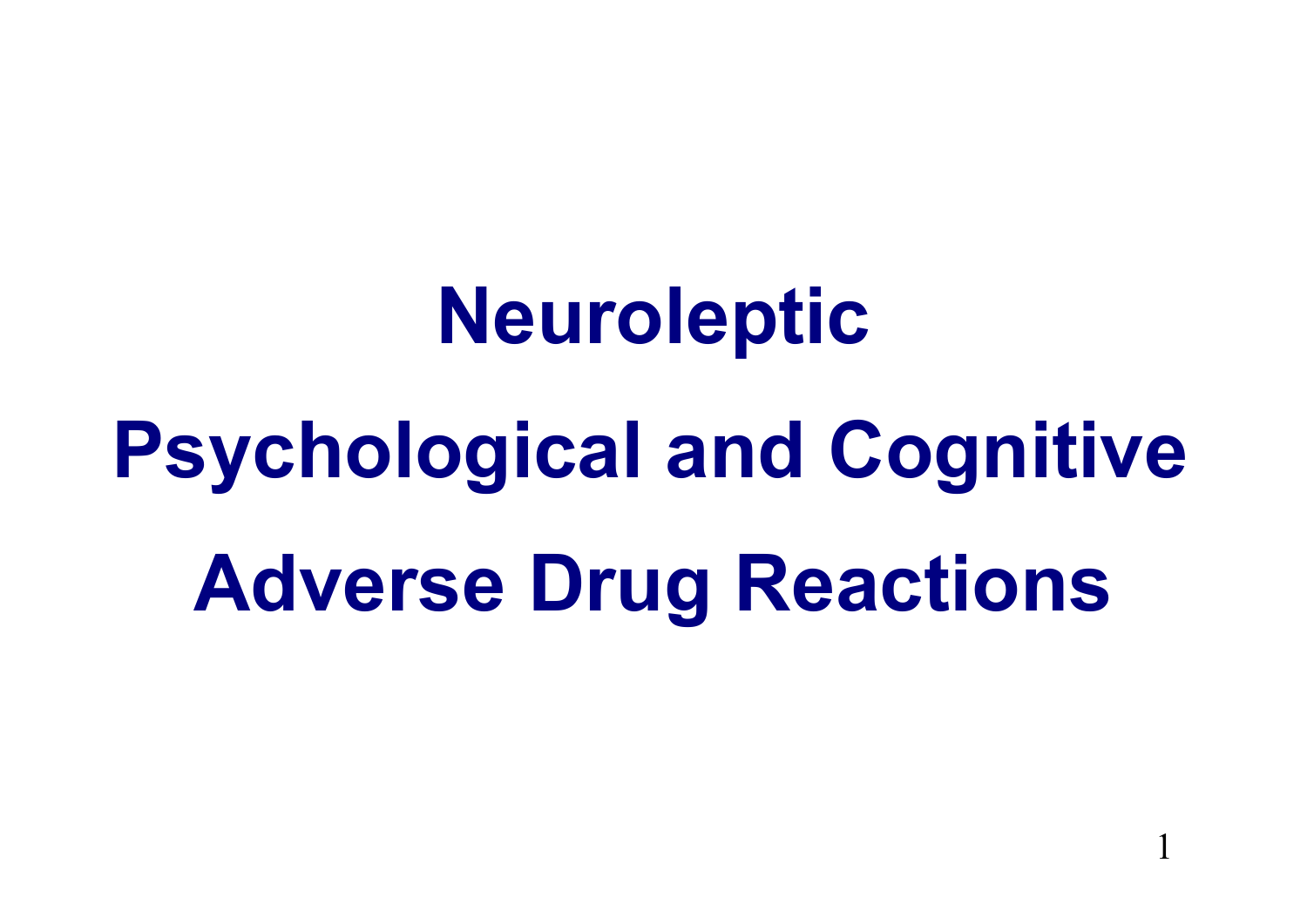# Neuroleptic
# Psychological and Cognitive
# Adverse Drug Reactions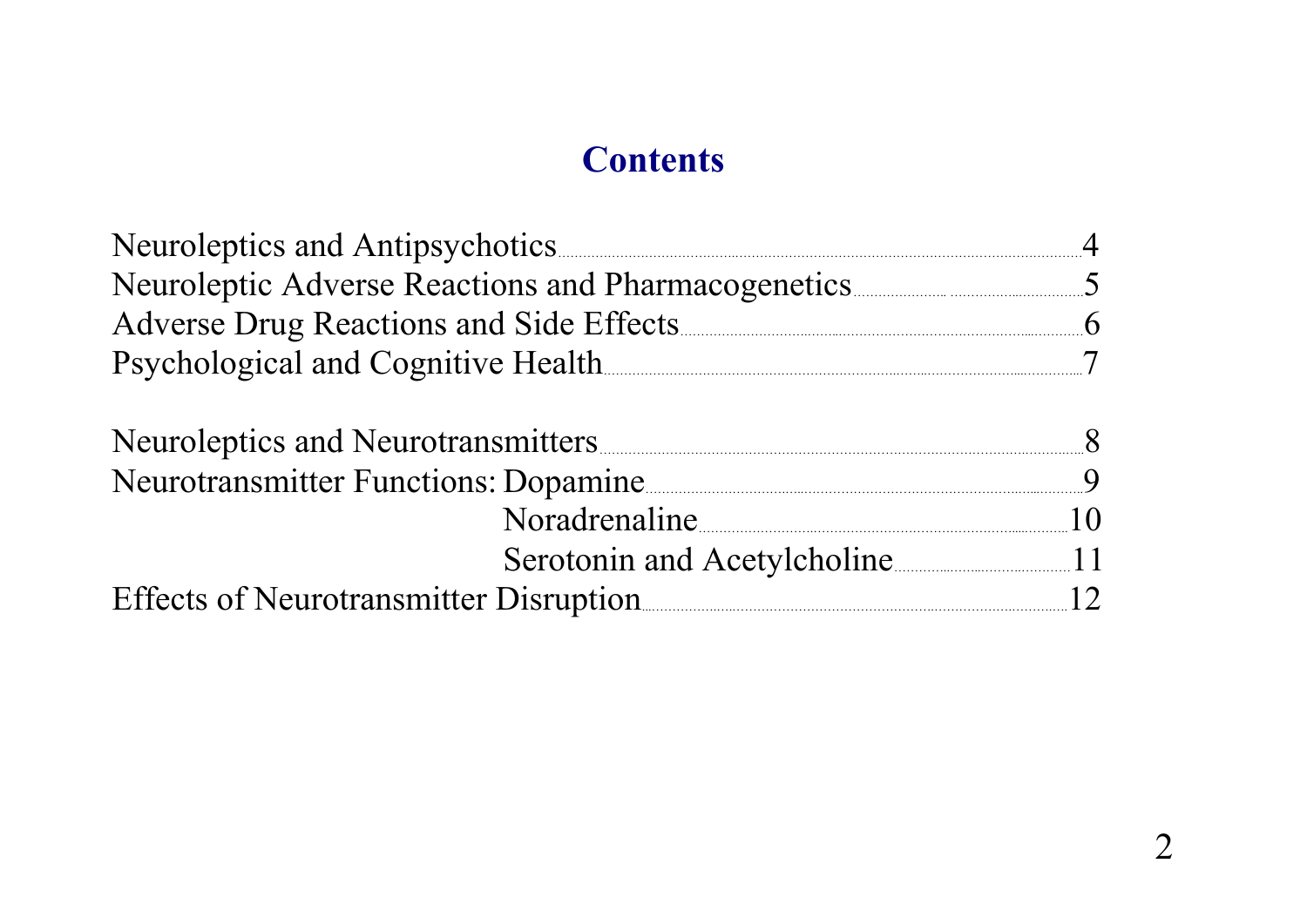# Contents

| | |
|---|---|
| Neuroleptics and Antipsychotics | 4 |
| Neuroleptic Adverse Reactions and Pharmacogenetics | 5 |
| Adverse Drug Reactions and Side Effects | 6 |
| Psychological and Cognitive Health | 7 |
| | |
| Neuroleptics and Neurotransmitters | 8 |
| Neurotransmitter Functions: Dopamine | 9 |
| Noradrenaline | 10 |
| Serotonin and Acetylcholine | 11 |
| Effects of Neurotransmitter Disruption | 12 |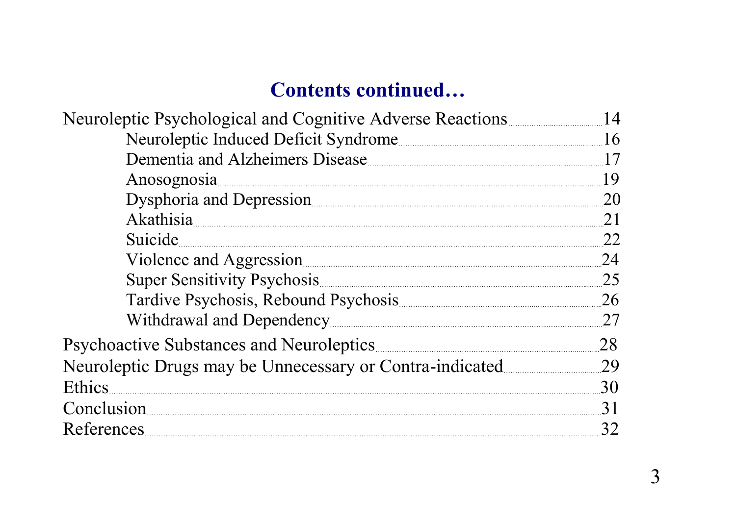## Contents continued…

- Neuroleptic Psychological and Cognitive Adverse Reactions ........ 14
  - Neuroleptic Induced Deficit Syndrome ........ 16
  - Dementia and Alzheimers Disease ........ 17
  - Anosognosia ........ 19
  - Dysphoria and Depression ........ 20
  - Akathisia ........ 21
  - Suicide ........ 22
  - Violence and Aggression ........ 24
  - Super Sensitivity Psychosis ........ 25
  - Tardive Psychosis, Rebound Psychosis ........ 26
  - Withdrawal and Dependency ........ 27
- Psychoactive Substances and Neuroleptics ........ 28
- Neuroleptic Drugs may be Unnecessary or Contra-indicated ........ 29
- Ethics ........ 30
- Conclusion ........ 31
- References ........ 32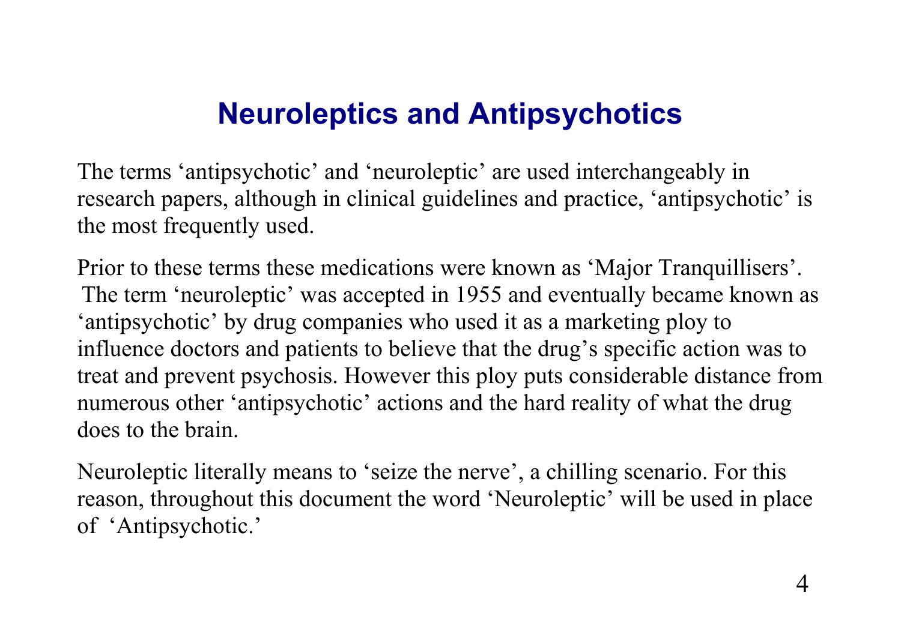# Neuroleptics and Antipsychotics

The terms ‘antipsychotic’ and ‘neuroleptic’ are used interchangeably in research papers, although in clinical guidelines and practice, ‘antipsychotic’ is the most frequently used.

Prior to these terms these medications were known as ‘Major Tranquillisers’. The term ‘neuroleptic’ was accepted in 1955 and eventually became known as ‘antipsychotic’ by drug companies who used it as a marketing ploy to influence doctors and patients to believe that the drug’s specific action was to treat and prevent psychosis. However this ploy puts considerable distance from numerous other ‘antipsychotic’ actions and the hard reality of what the drug does to the brain.

Neuroleptic literally means to ‘seize the nerve’, a chilling scenario. For this reason, throughout this document the word ‘Neuroleptic’ will be used in place of ‘Antipsychotic.’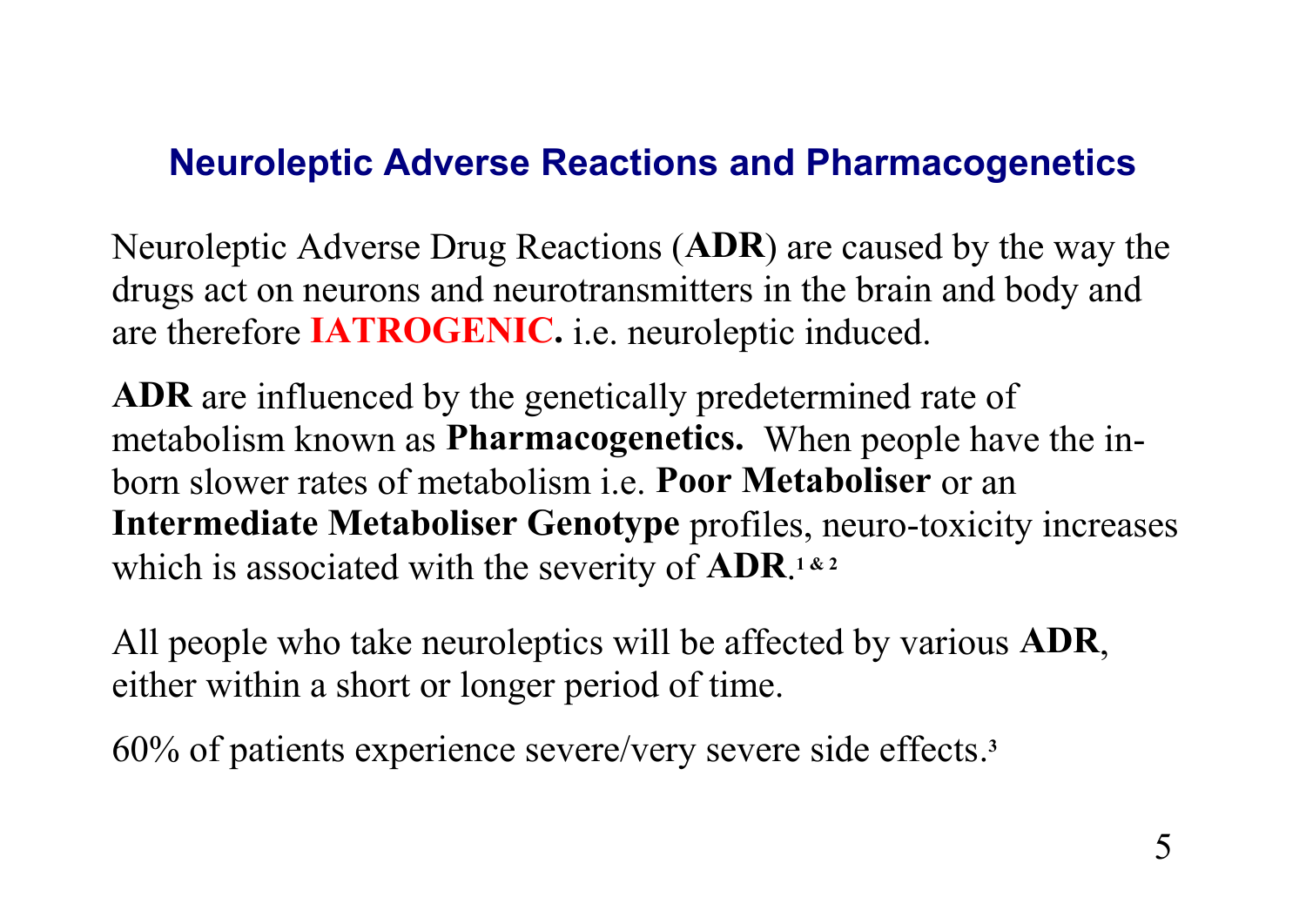## Neuroleptic Adverse Reactions and Pharmacogenetics

Neuroleptic Adverse Drug Reactions (**ADR**) are caused by the way the drugs act on neurons and neurotransmitters in the brain and body and are therefore **IATROGENIC.** i.e. neuroleptic induced.

**ADR** are influenced by the genetically predetermined rate of metabolism known as **Pharmacogenetics.** When people have the in-born slower rates of metabolism i.e. **Poor Metaboliser** or an **Intermediate Metaboliser Genotype** profiles, neuro-toxicity increases which is associated with the severity of **ADR**.[1 & 2]

All people who take neuroleptics will be affected by various **ADR**, either within a short or longer period of time.

60% of patients experience severe/very severe side effects.[3]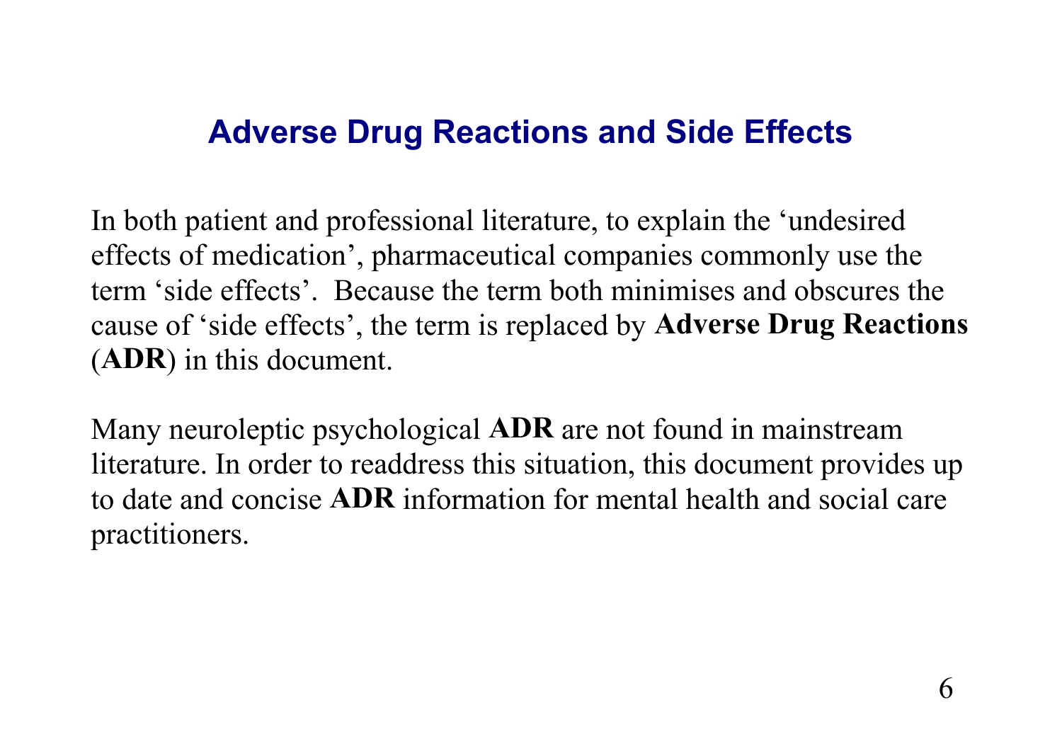## Adverse Drug Reactions and Side Effects

In both patient and professional literature, to explain the ‘undesired effects of medication’, pharmaceutical companies commonly use the term ‘side effects’. Because the term both minimises and obscures the cause of ‘side effects’, the term is replaced by **Adverse Drug Reactions** (**ADR**) in this document.

Many neuroleptic psychological **ADR** are not found in mainstream literature. In order to readdress this situation, this document provides up to date and concise **ADR** information for mental health and social care practitioners.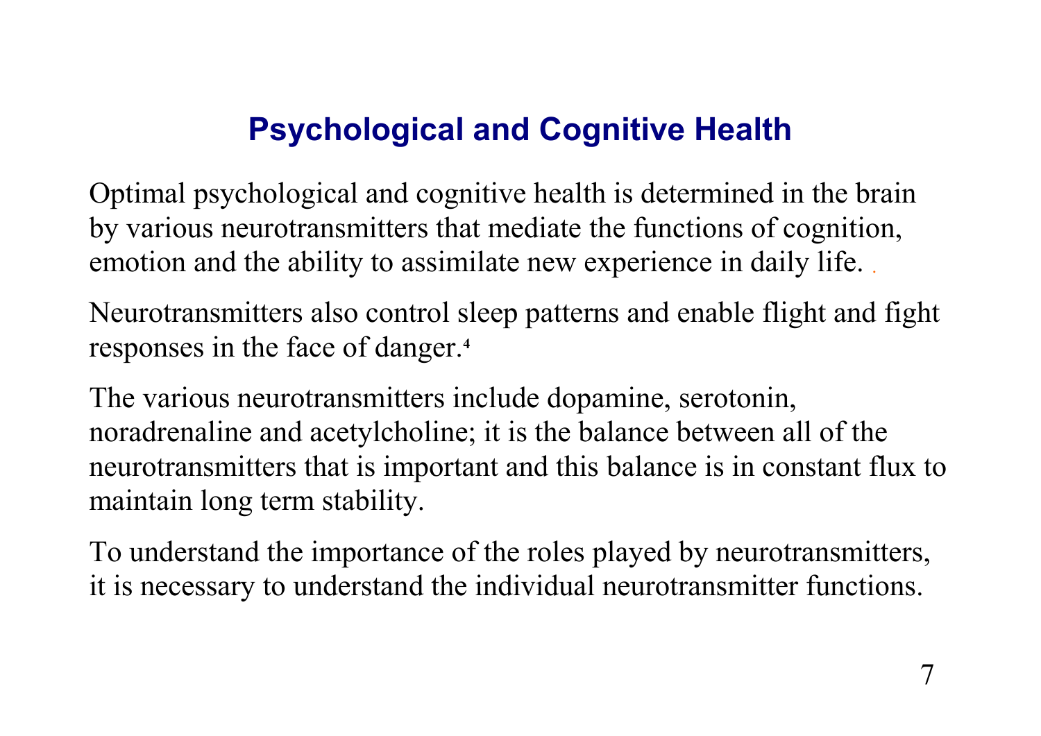# Psychological and Cognitive Health

Optimal psychological and cognitive health is determined in the brain by various neurotransmitters that mediate the functions of cognition, emotion and the ability to assimilate new experience in daily life.

Neurotransmitters also control sleep patterns and enable flight and fight responses in the face of danger.[4]

The various neurotransmitters include dopamine, serotonin, noradrenaline and acetylcholine; it is the balance between all of the neurotransmitters that is important and this balance is in constant flux to maintain long term stability.

To understand the importance of the roles played by neurotransmitters, it is necessary to understand the individual neurotransmitter functions.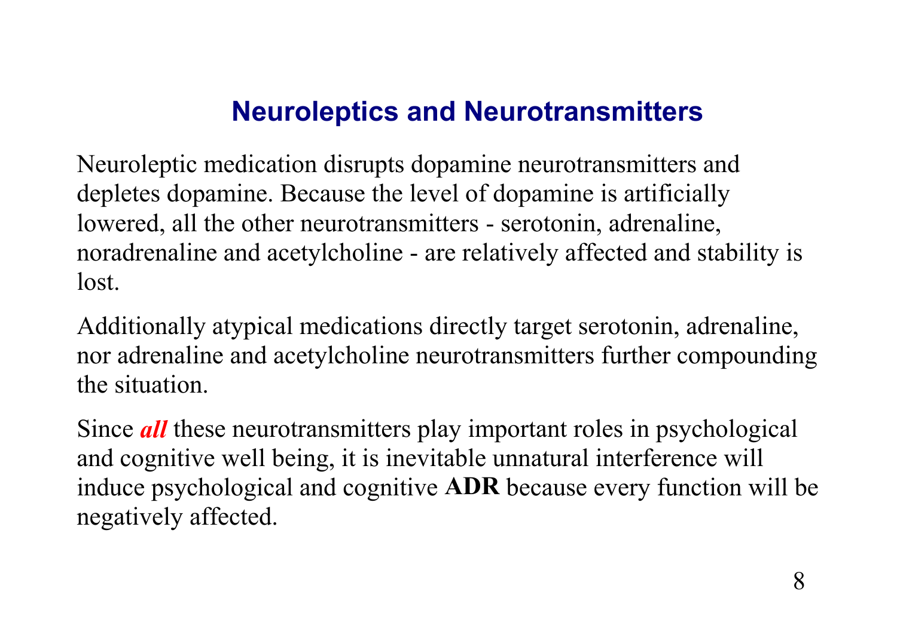## Neuroleptics and Neurotransmitters

Neuroleptic medication disrupts dopamine neurotransmitters and depletes dopamine. Because the level of dopamine is artificially lowered, all the other neurotransmitters - serotonin, adrenaline, noradrenaline and acetylcholine - are relatively affected and stability is lost.

Additionally atypical medications directly target serotonin, adrenaline, nor adrenaline and acetylcholine neurotransmitters further compounding the situation.

Since ***all*** these neurotransmitters play important roles in psychological and cognitive well being, it is inevitable unnatural interference will induce psychological and cognitive **ADR** because every function will be negatively affected.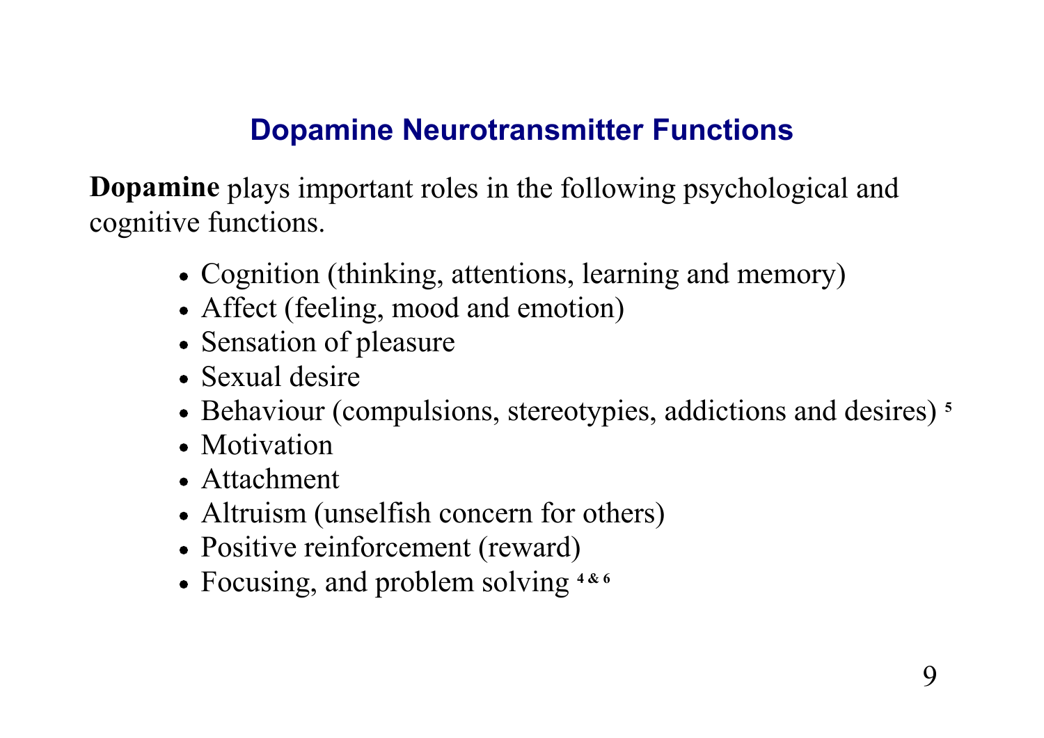## Dopamine Neurotransmitter Functions

**Dopamine** plays important roles in the following psychological and cognitive functions.

- Cognition (thinking, attentions, learning and memory)
- Affect (feeling, mood and emotion)
- Sensation of pleasure
- Sexual desire
- Behaviour (compulsions, stereotypies, addictions and desires) [5]
- Motivation
- Attachment
- Altruism (unselfish concern for others)
- Positive reinforcement (reward)
- Focusing, and problem solving [4 & 6]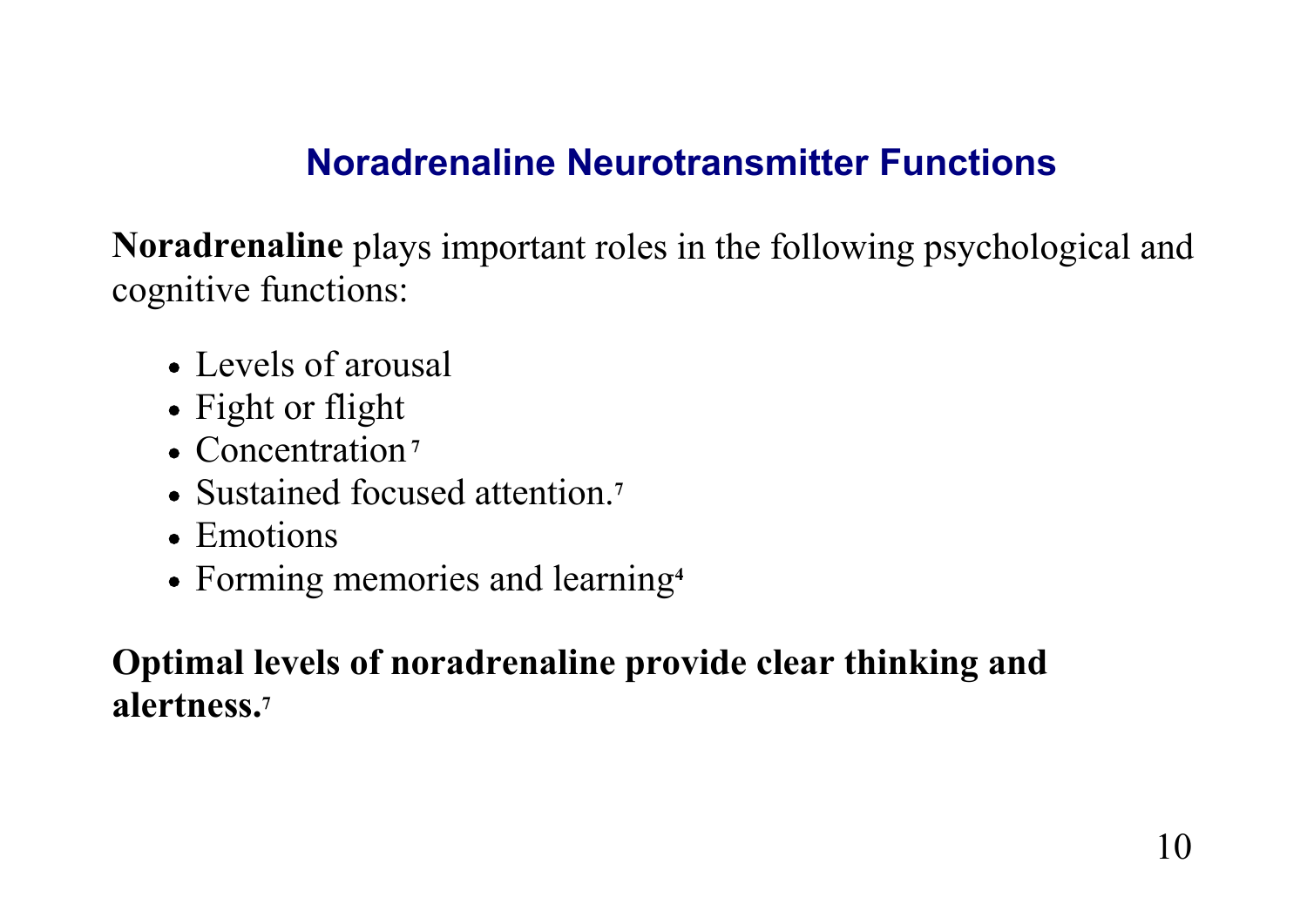## Noradrenaline Neurotransmitter Functions

**Noradrenaline** plays important roles in the following psychological and cognitive functions:

- Levels of arousal
- Fight or flight
- Concentration [7]
- Sustained focused attention.[7]
- Emotions
- Forming memories and learning[4]

**Optimal levels of noradrenaline provide clear thinking and alertness.**[7]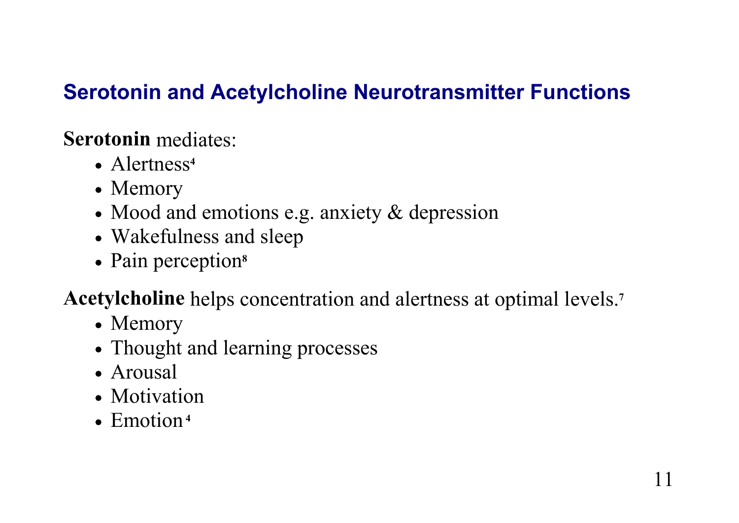## Serotonin and Acetylcholine Neurotransmitter Functions

**Serotonin** mediates:

- Alertness[4]
- Memory
- Mood and emotions e.g. anxiety & depression
- Wakefulness and sleep
- Pain perception[8]

**Acetylcholine** helps concentration and alertness at optimal levels.[7]

- Memory
- Thought and learning processes
- Arousal
- Motivation
- Emotion [4]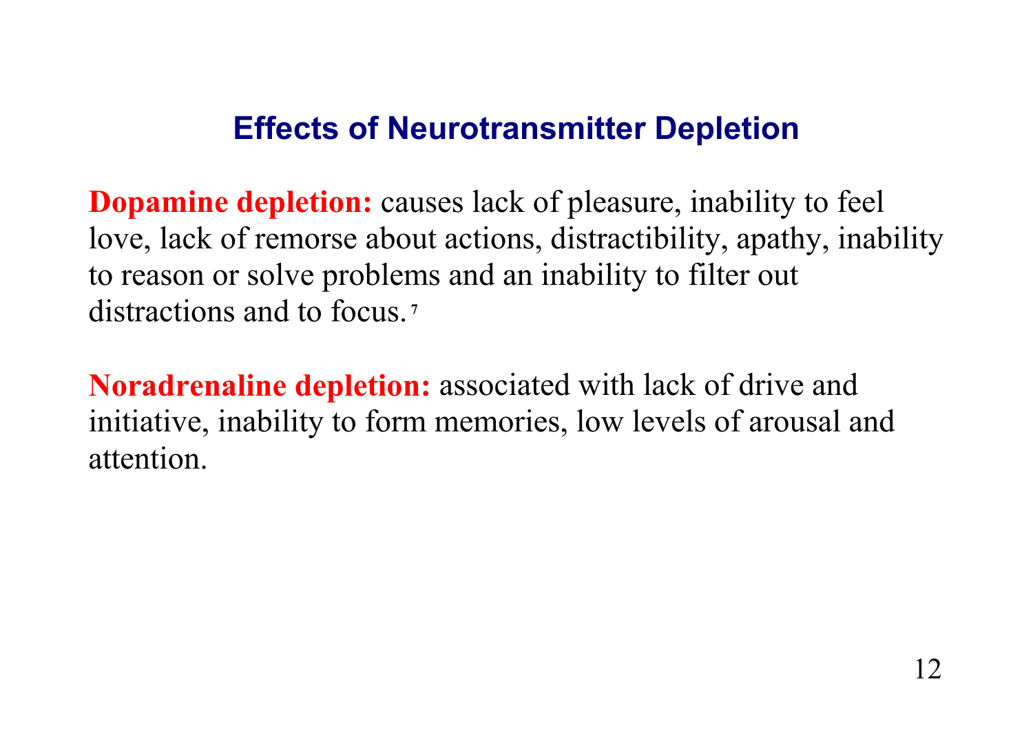## Effects of Neurotransmitter Depletion

**Dopamine depletion:** causes lack of pleasure, inability to feel love, lack of remorse about actions, distractibility, apathy, inability to reason or solve problems and an inability to filter out distractions and to focus.[7]

**Noradrenaline depletion:** associated with lack of drive and initiative, inability to form memories, low levels of arousal and attention.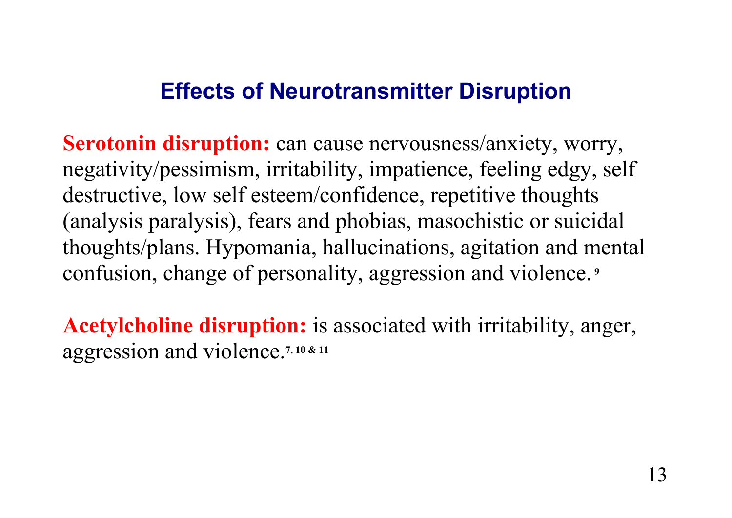## Effects of Neurotransmitter Disruption

**Serotonin disruption:** can cause nervousness/anxiety, worry, negativity/pessimism, irritability, impatience, feeling edgy, self destructive, low self esteem/confidence, repetitive thoughts (analysis paralysis), fears and phobias, masochistic or suicidal thoughts/plans. Hypomania, hallucinations, agitation and mental confusion, change of personality, aggression and violence.[9]

**Acetylcholine disruption:** is associated with irritability, anger, aggression and violence.[7, 10 & 11]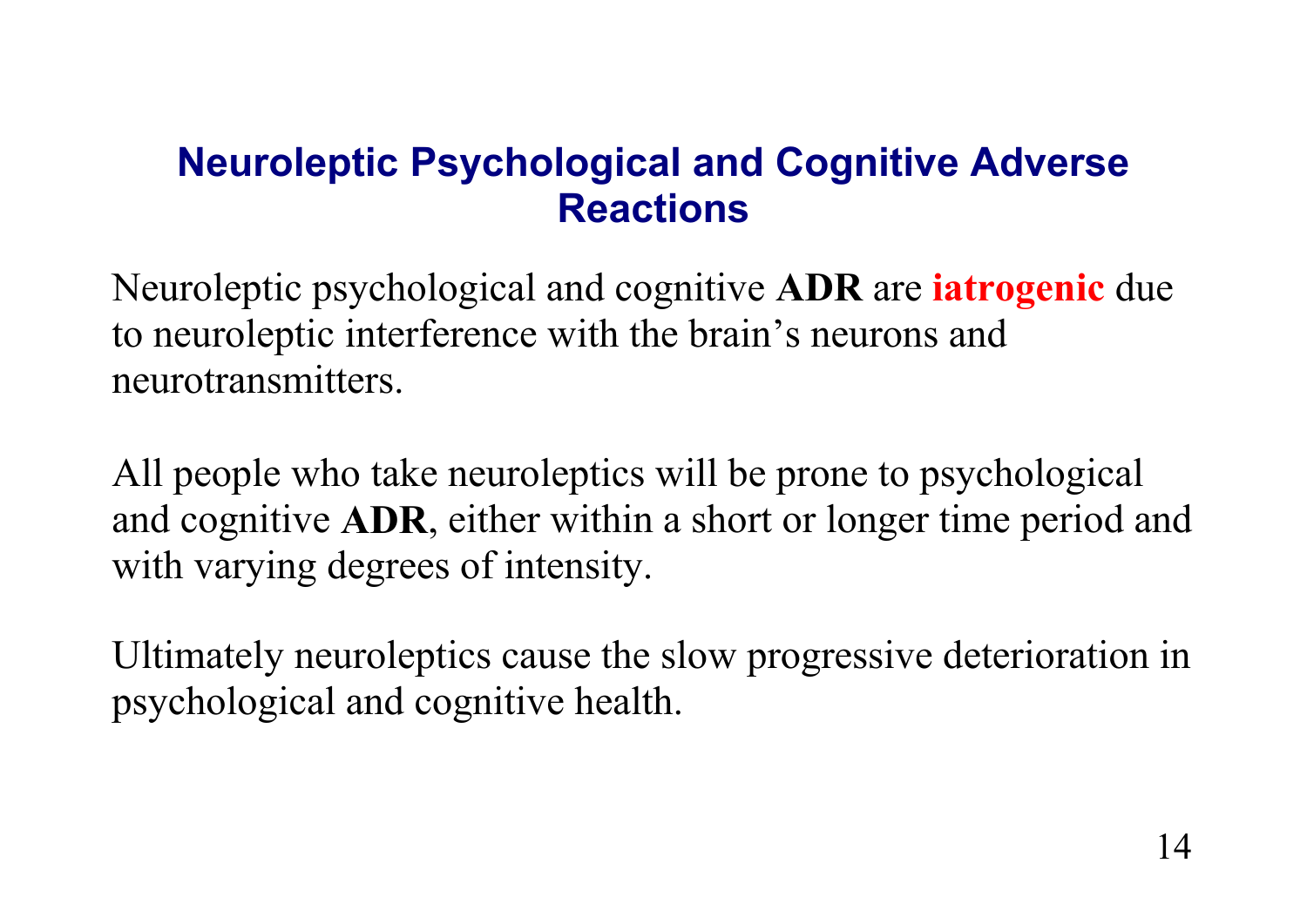## Neuroleptic Psychological and Cognitive Adverse Reactions

Neuroleptic psychological and cognitive **ADR** are **iatrogenic** due to neuroleptic interference with the brain's neurons and neurotransmitters.

All people who take neuroleptics will be prone to psychological and cognitive **ADR**, either within a short or longer time period and with varying degrees of intensity.

Ultimately neuroleptics cause the slow progressive deterioration in psychological and cognitive health.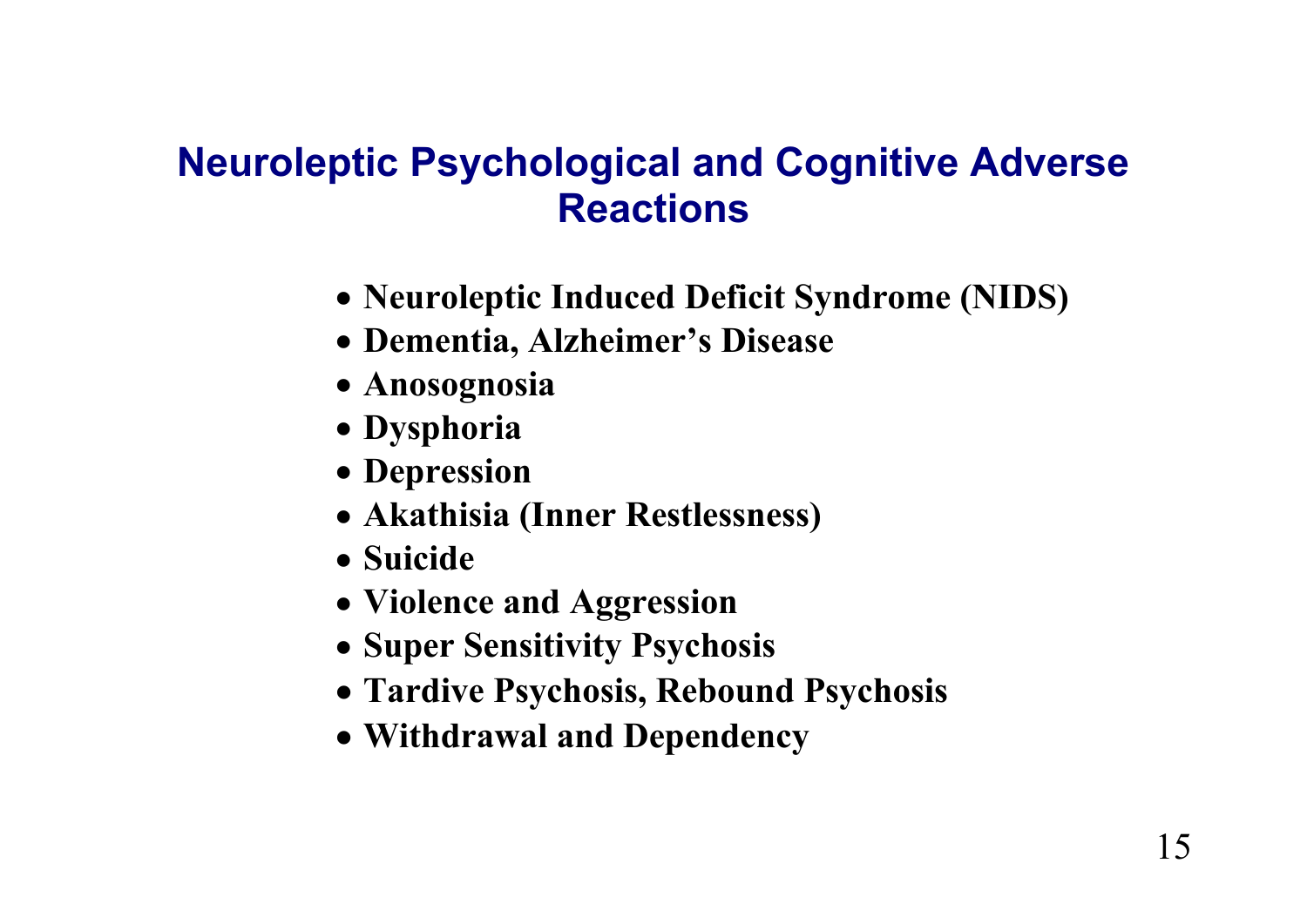# Neuroleptic Psychological and Cognitive Adverse Reactions

- **Neuroleptic Induced Deficit Syndrome (NIDS)**
- **Dementia, Alzheimer's Disease**
- **Anosognosia**
- **Dysphoria**
- **Depression**
- **Akathisia (Inner Restlessness)**
- **Suicide**
- **Violence and Aggression**
- **Super Sensitivity Psychosis**
- **Tardive Psychosis, Rebound Psychosis**
- **Withdrawal and Dependency**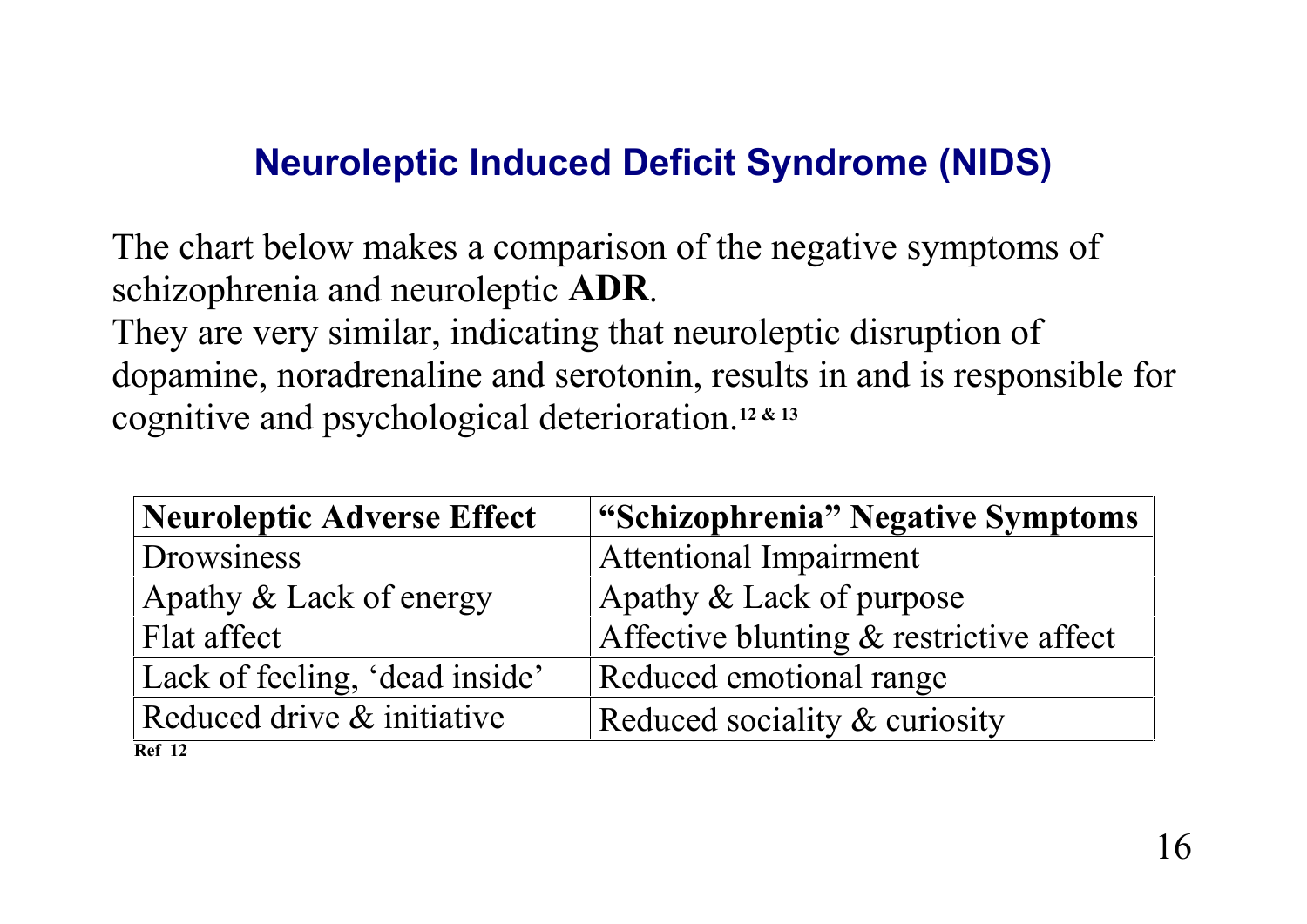## Neuroleptic Induced Deficit Syndrome (NIDS)

The chart below makes a comparison of the negative symptoms of schizophrenia and neuroleptic **ADR**.

They are very similar, indicating that neuroleptic disruption of dopamine, noradrenaline and serotonin, results in and is responsible for cognitive and psychological deterioration.[12 & 13]

| **Neuroleptic Adverse Effect** | **"Schizophrenia" Negative Symptoms** |
| --- | --- |
| Drowsiness | Attentional Impairment |
| Apathy & Lack of energy | Apathy & Lack of purpose |
| Flat affect | Affective blunting & restrictive affect |
| Lack of feeling, 'dead inside' | Reduced emotional range |
| Reduced drive & initiative | Reduced sociality & curiosity |

**Ref 12**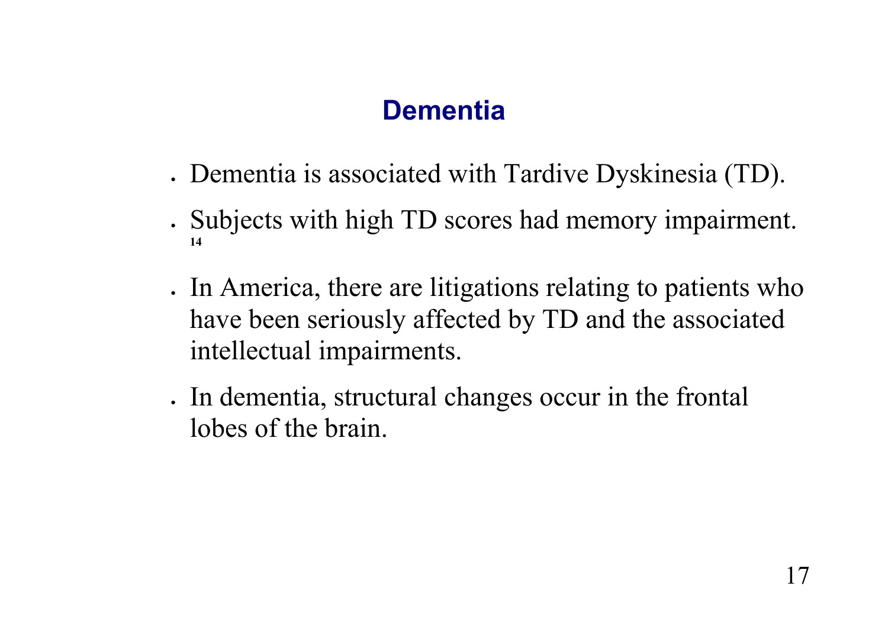## Dementia

- Dementia is associated with Tardive Dyskinesia (TD).
- Subjects with high TD scores had memory impairment. [14]
- In America, there are litigations relating to patients who have been seriously affected by TD and the associated intellectual impairments.
- In dementia, structural changes occur in the frontal lobes of the brain.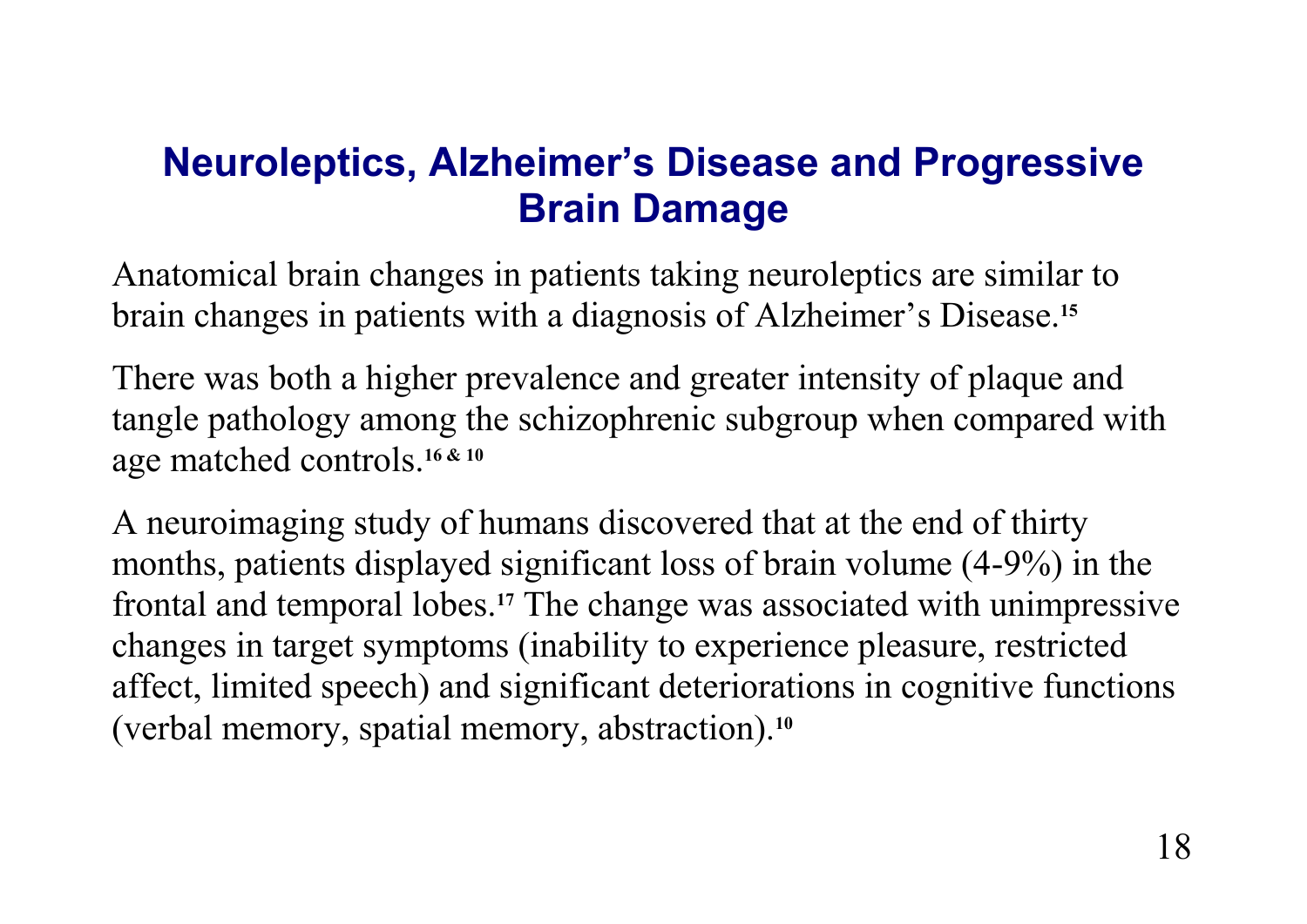## Neuroleptics, Alzheimer's Disease and Progressive Brain Damage

Anatomical brain changes in patients taking neuroleptics are similar to brain changes in patients with a diagnosis of Alzheimer's Disease.[15]

There was both a higher prevalence and greater intensity of plaque and tangle pathology among the schizophrenic subgroup when compared with age matched controls.[16 & 10]

A neuroimaging study of humans discovered that at the end of thirty months, patients displayed significant loss of brain volume (4-9%) in the frontal and temporal lobes.[17] The change was associated with unimpressive changes in target symptoms (inability to experience pleasure, restricted affect, limited speech) and significant deteriorations in cognitive functions (verbal memory, spatial memory, abstraction).[10]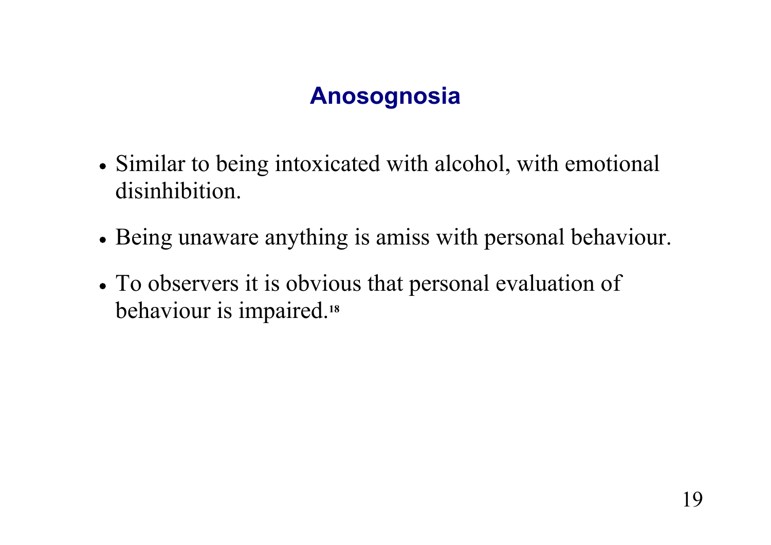# Anosognosia

- Similar to being intoxicated with alcohol, with emotional disinhibition.
- Being unaware anything is amiss with personal behaviour.
- To observers it is obvious that personal evaluation of behaviour is impaired.[18]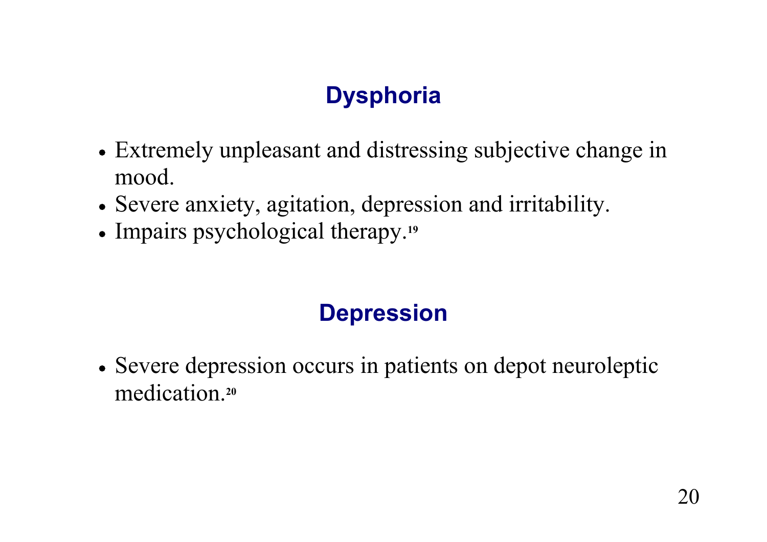## Dysphoria

- Extremely unpleasant and distressing subjective change in mood.
- Severe anxiety, agitation, depression and irritability.
- Impairs psychological therapy.[19]

## Depression

- Severe depression occurs in patients on depot neuroleptic medication.[20]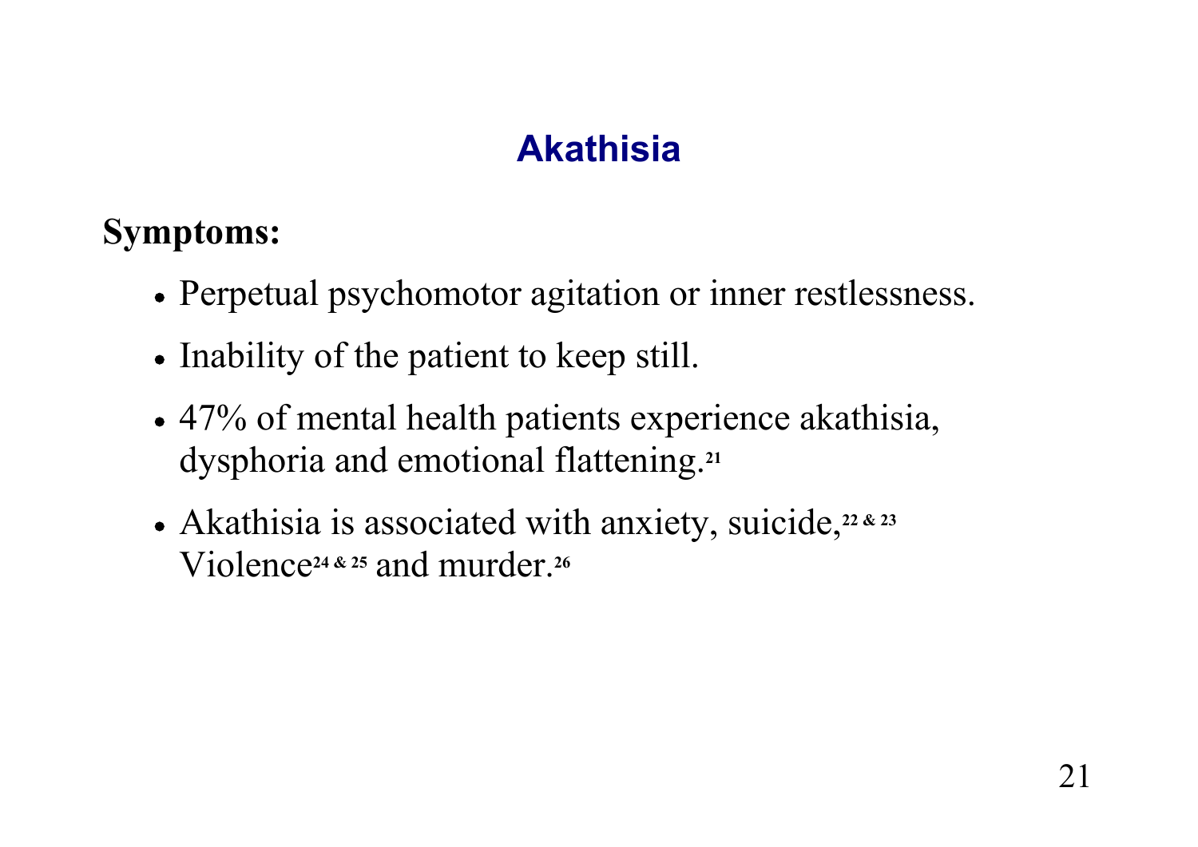# Akathisia

**Symptoms:**

- Perpetual psychomotor agitation or inner restlessness.
- Inability of the patient to keep still.
- 47% of mental health patients experience akathisia, dysphoria and emotional flattening.[21]
- Akathisia is associated with anxiety, suicide,[22 & 23] Violence[24 & 25] and murder.[26]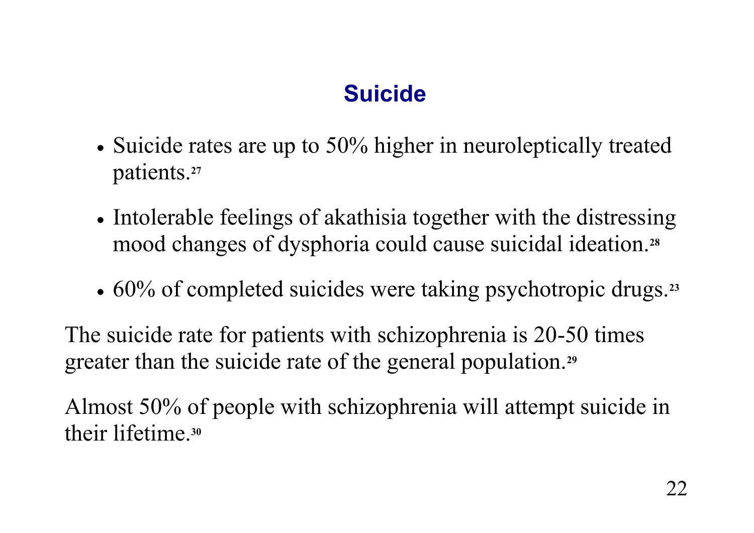# Suicide

- Suicide rates are up to 50% higher in neuroleptically treated patients.[27]
- Intolerable feelings of akathisia together with the distressing mood changes of dysphoria could cause suicidal ideation.[28]
- 60% of completed suicides were taking psychotropic drugs.[23]

The suicide rate for patients with schizophrenia is 20-50 times greater than the suicide rate of the general population.[29]

Almost 50% of people with schizophrenia will attempt suicide in their lifetime.[30]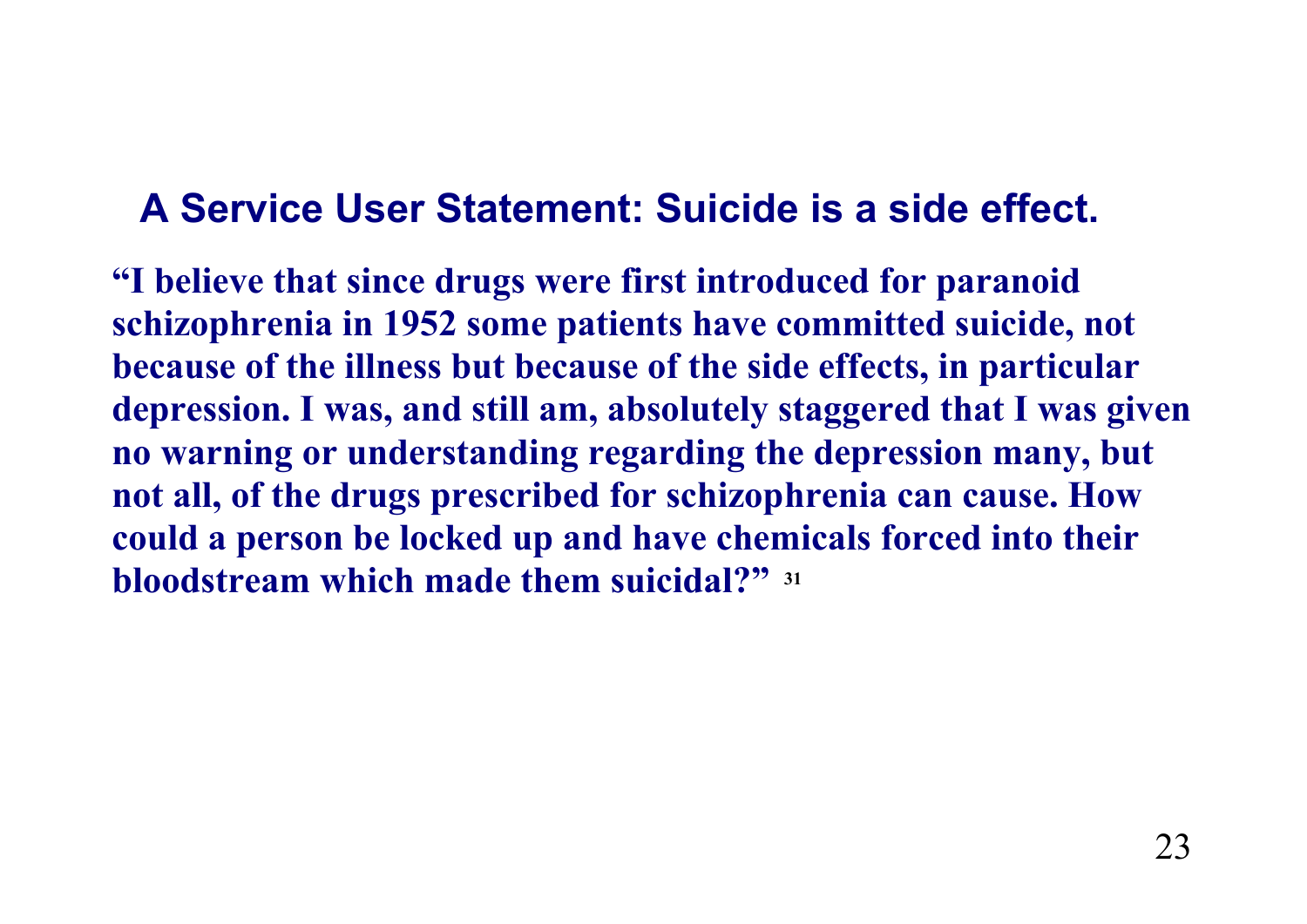## A Service User Statement: Suicide is a side effect.

**"I believe that since drugs were first introduced for paranoid schizophrenia in 1952 some patients have committed suicide, not because of the illness but because of the side effects, in particular depression. I was, and still am, absolutely staggered that I was given no warning or understanding regarding the depression many, but not all, of the drugs prescribed for schizophrenia can cause. How could a person be locked up and have chemicals forced into their bloodstream which made them suicidal?"** [31]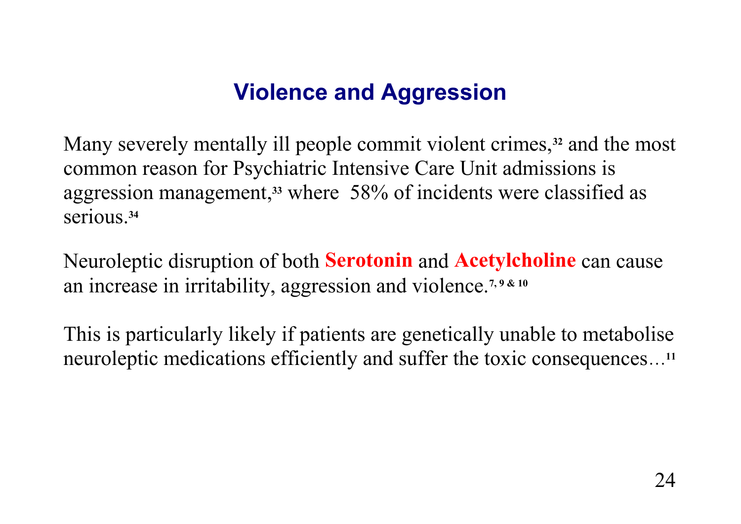## Violence and Aggression

Many severely mentally ill people commit violent crimes,[32] and the most common reason for Psychiatric Intensive Care Unit admissions is aggression management,[33] where 58% of incidents were classified as serious.[34]

Neuroleptic disruption of both **Serotonin** and **Acetylcholine** can cause an increase in irritability, aggression and violence.[7, 9 & 10]

This is particularly likely if patients are genetically unable to metabolise neuroleptic medications efficiently and suffer the toxic consequences…[11]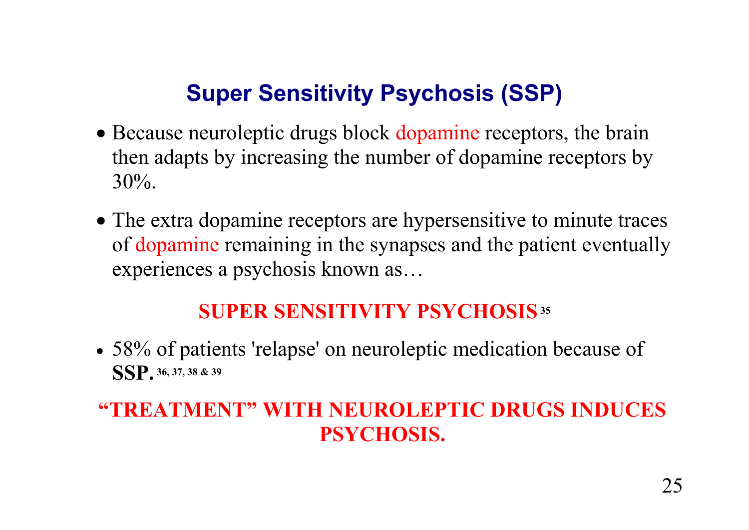## Super Sensitivity Psychosis (SSP)

- Because neuroleptic drugs block dopamine receptors, the brain then adapts by increasing the number of dopamine receptors by 30%.

- The extra dopamine receptors are hypersensitive to minute traces of dopamine remaining in the synapses and the patient eventually experiences a psychosis known as…

**SUPER SENSITIVITY PSYCHOSIS** [35]

- 58% of patients 'relapse' on neuroleptic medication because of **SSP.** [36, 37, 38 & 39]

**“TREATMENT” WITH NEUROLEPTIC DRUGS INDUCES PSYCHOSIS.**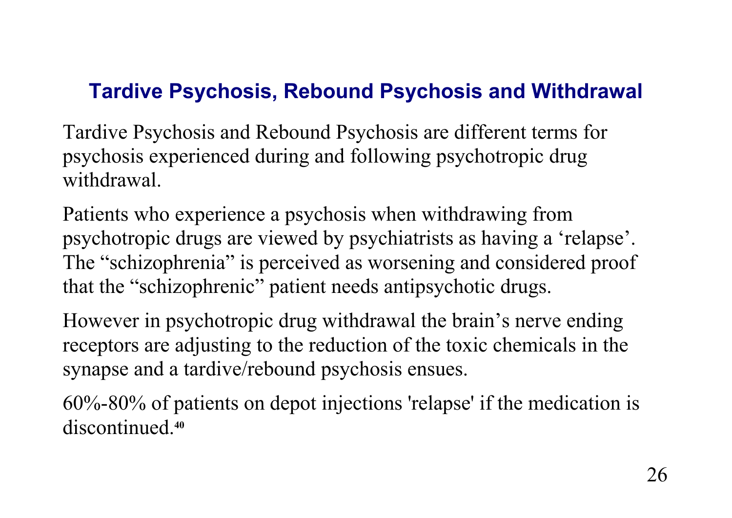## Tardive Psychosis, Rebound Psychosis and Withdrawal

Tardive Psychosis and Rebound Psychosis are different terms for psychosis experienced during and following psychotropic drug withdrawal.

Patients who experience a psychosis when withdrawing from psychotropic drugs are viewed by psychiatrists as having a 'relapse'. The "schizophrenia" is perceived as worsening and considered proof that the "schizophrenic" patient needs antipsychotic drugs.

However in psychotropic drug withdrawal the brain's nerve ending receptors are adjusting to the reduction of the toxic chemicals in the synapse and a tardive/rebound psychosis ensues.

60%-80% of patients on depot injections 'relapse' if the medication is discontinued.[40]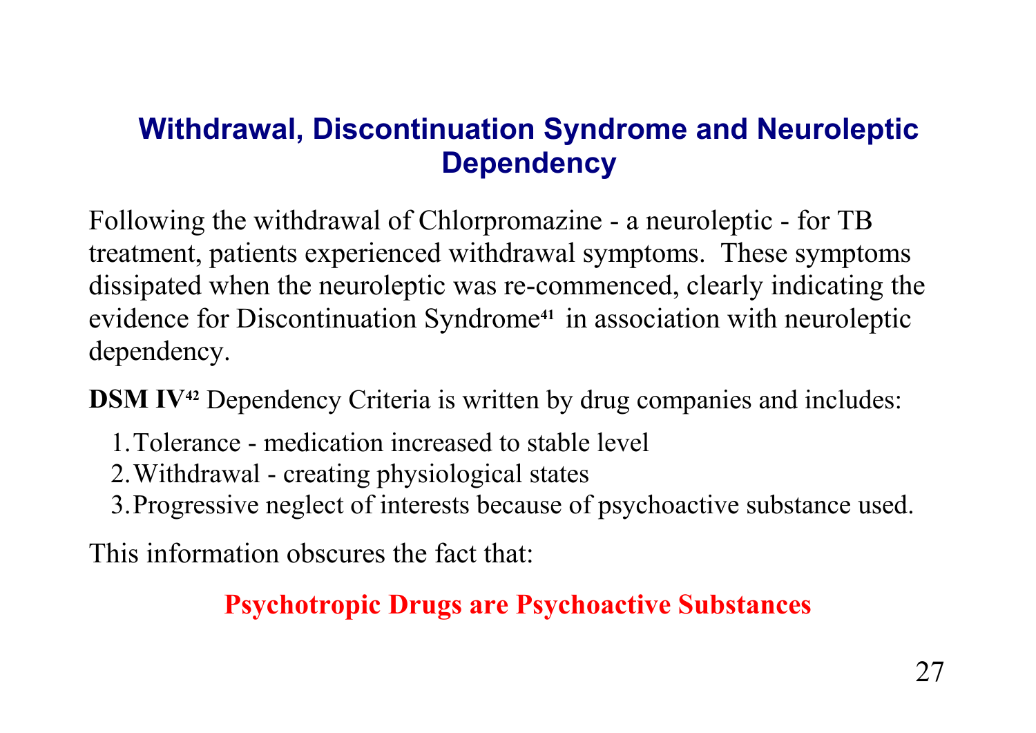## Withdrawal, Discontinuation Syndrome and Neuroleptic Dependency

Following the withdrawal of Chlorpromazine - a neuroleptic - for TB treatment, patients experienced withdrawal symptoms. These symptoms dissipated when the neuroleptic was re-commenced, clearly indicating the evidence for Discontinuation Syndrome[41] in association with neuroleptic dependency.

**DSM IV**[42] Dependency Criteria is written by drug companies and includes:

1. Tolerance - medication increased to stable level
2. Withdrawal - creating physiological states
3. Progressive neglect of interests because of psychoactive substance used.

This information obscures the fact that:

**Psychotropic Drugs are Psychoactive Substances**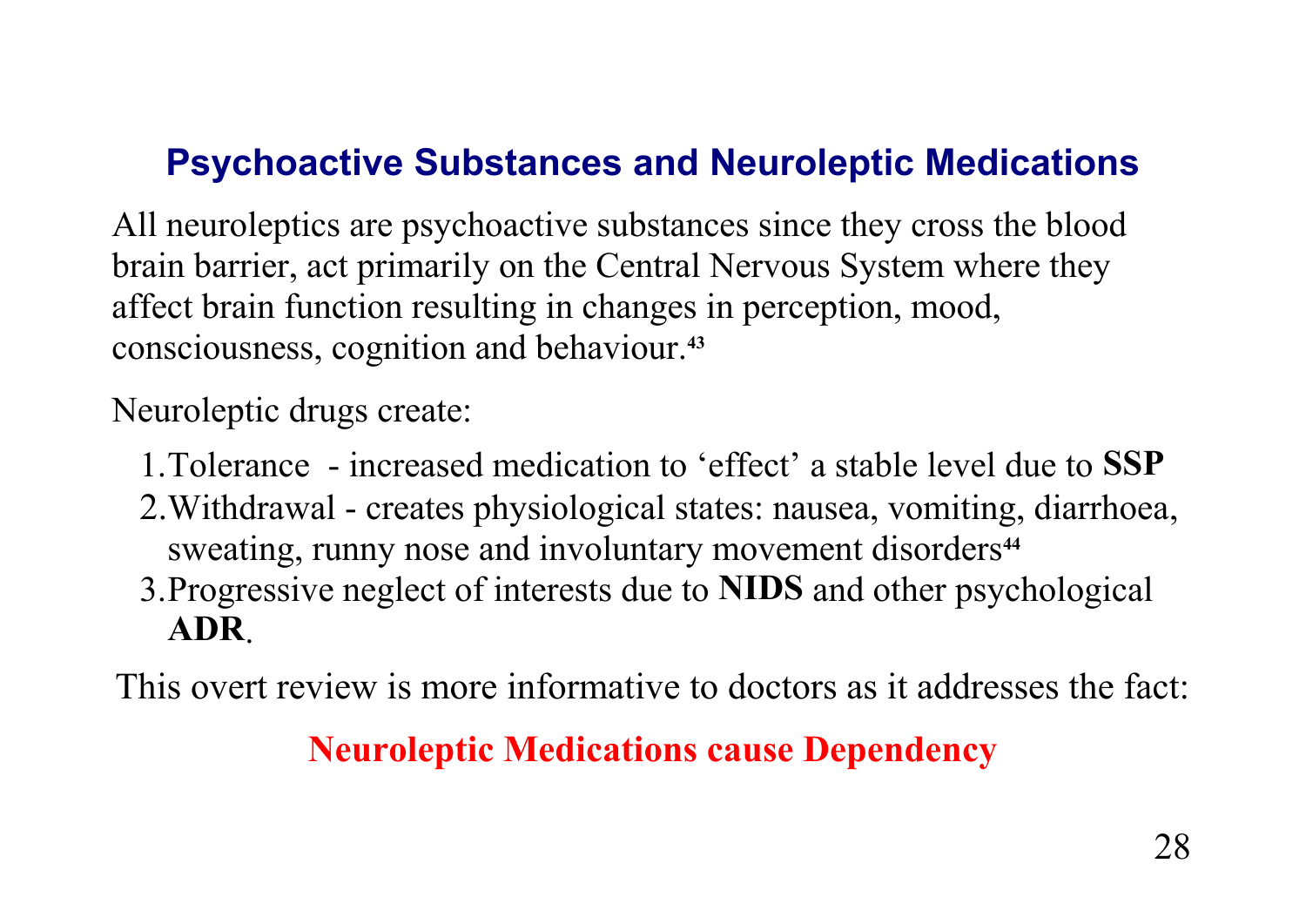## Psychoactive Substances and Neuroleptic Medications

All neuroleptics are psychoactive substances since they cross the blood brain barrier, act primarily on the Central Nervous System where they affect brain function resulting in changes in perception, mood, consciousness, cognition and behaviour.[43]

Neuroleptic drugs create:

1. Tolerance - increased medication to 'effect' a stable level due to **SSP**
2. Withdrawal - creates physiological states: nausea, vomiting, diarrhoea, sweating, runny nose and involuntary movement disorders[44]
3. Progressive neglect of interests due to **NIDS** and other psychological **ADR**.

This overt review is more informative to doctors as it addresses the fact:

**Neuroleptic Medications cause Dependency**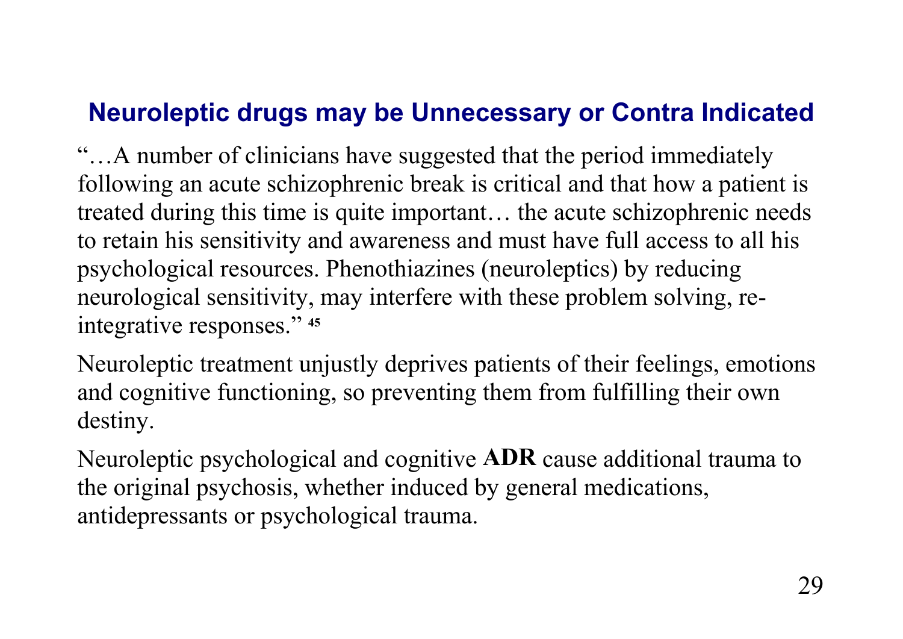## Neuroleptic drugs may be Unnecessary or Contra Indicated

"…A number of clinicians have suggested that the period immediately following an acute schizophrenic break is critical and that how a patient is treated during this time is quite important… the acute schizophrenic needs to retain his sensitivity and awareness and must have full access to all his psychological resources. Phenothiazines (neuroleptics) by reducing neurological sensitivity, may interfere with these problem solving, re-integrative responses." [45]

Neuroleptic treatment unjustly deprives patients of their feelings, emotions and cognitive functioning, so preventing them from fulfilling their own destiny.

Neuroleptic psychological and cognitive **ADR** cause additional trauma to the original psychosis, whether induced by general medications, antidepressants or psychological trauma.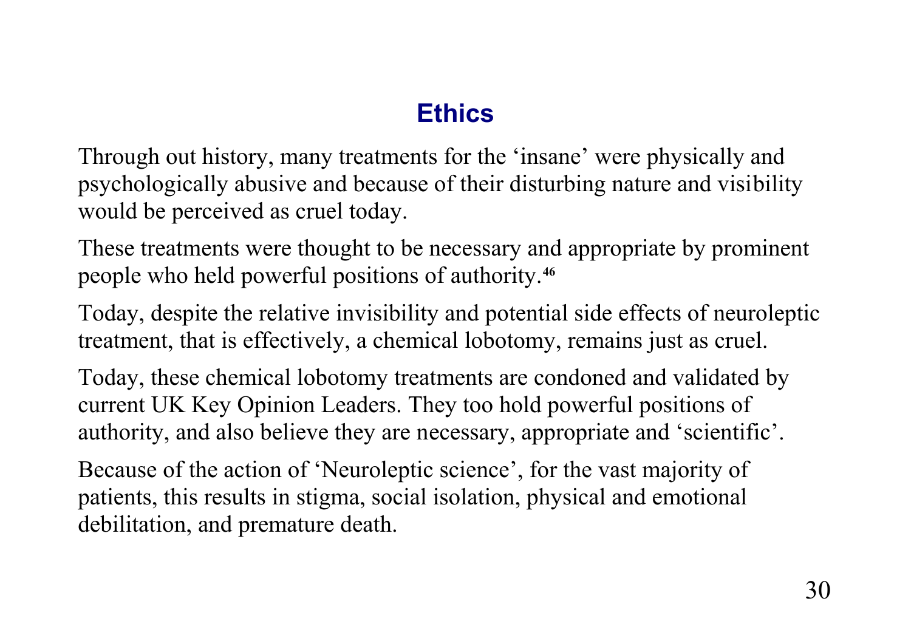## Ethics

Through out history, many treatments for the 'insane' were physically and psychologically abusive and because of their disturbing nature and visibility would be perceived as cruel today.

These treatments were thought to be necessary and appropriate by prominent people who held powerful positions of authority.[46]

Today, despite the relative invisibility and potential side effects of neuroleptic treatment, that is effectively, a chemical lobotomy, remains just as cruel.

Today, these chemical lobotomy treatments are condoned and validated by current UK Key Opinion Leaders. They too hold powerful positions of authority, and also believe they are necessary, appropriate and 'scientific'.

Because of the action of 'Neuroleptic science', for the vast majority of patients, this results in stigma, social isolation, physical and emotional debilitation, and premature death.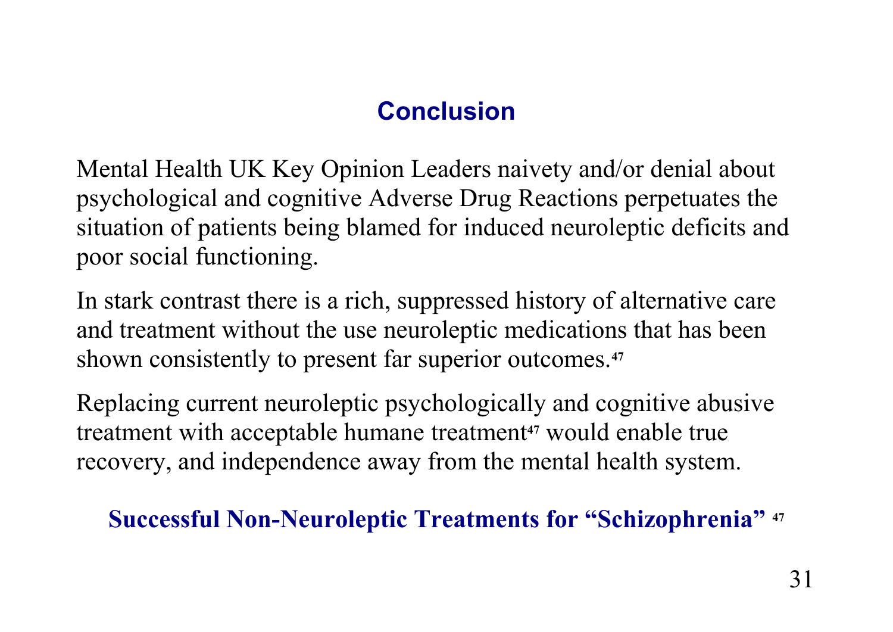## Conclusion

Mental Health UK Key Opinion Leaders naivety and/or denial about psychological and cognitive Adverse Drug Reactions perpetuates the situation of patients being blamed for induced neuroleptic deficits and poor social functioning.

In stark contrast there is a rich, suppressed history of alternative care and treatment without the use neuroleptic medications that has been shown consistently to present far superior outcomes.[47]

Replacing current neuroleptic psychologically and cognitive abusive treatment with acceptable humane treatment[47] would enable true recovery, and independence away from the mental health system.

**Successful Non-Neuroleptic Treatments for "Schizophrenia"** [47]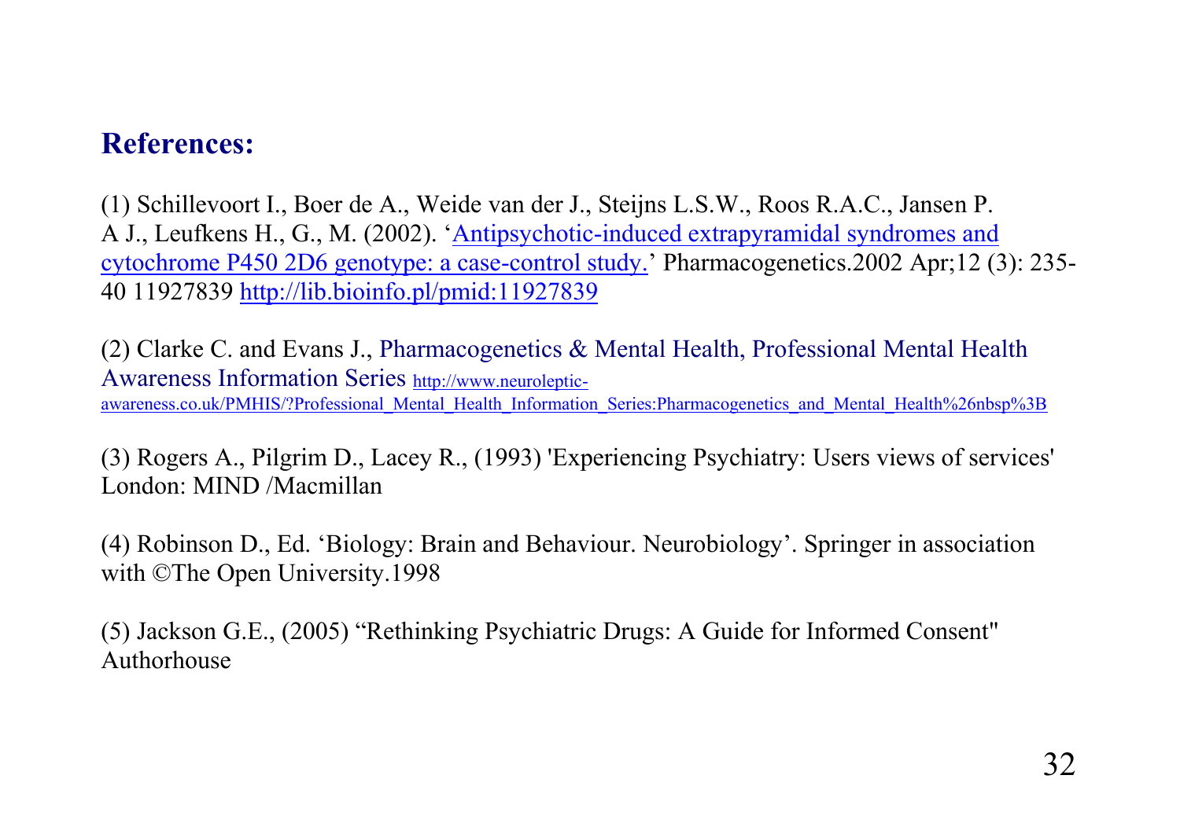## References:

(1) Schillevoort I., Boer de A., Weide van der J., Steijns L.S.W., Roos R.A.C., Jansen P. A J., Leufkens H., G., M. (2002). '[Antipsychotic-induced extrapyramidal syndromes and cytochrome P450 2D6 genotype: a case-control study.](http://lib.bioinfo.pl/pmid:11927839)' Pharmacogenetics.2002 Apr;12 (3): 235-40 11927839 http://lib.bioinfo.pl/pmid:11927839

(2) Clarke C. and Evans J., Pharmacogenetics & Mental Health, Professional Mental Health Awareness Information Series http://www.neuroleptic-awareness.co.uk/PMHIS/?Professional_Mental_Health_Information_Series:Pharmacogenetics_and_Mental_Health%26nbsp%3B

(3) Rogers A., Pilgrim D., Lacey R., (1993) 'Experiencing Psychiatry: Users views of services' London: MIND /Macmillan

(4) Robinson D., Ed. 'Biology: Brain and Behaviour. Neurobiology'. Springer in association with ©The Open University.1998

(5) Jackson G.E., (2005) "Rethinking Psychiatric Drugs: A Guide for Informed Consent" Authorhouse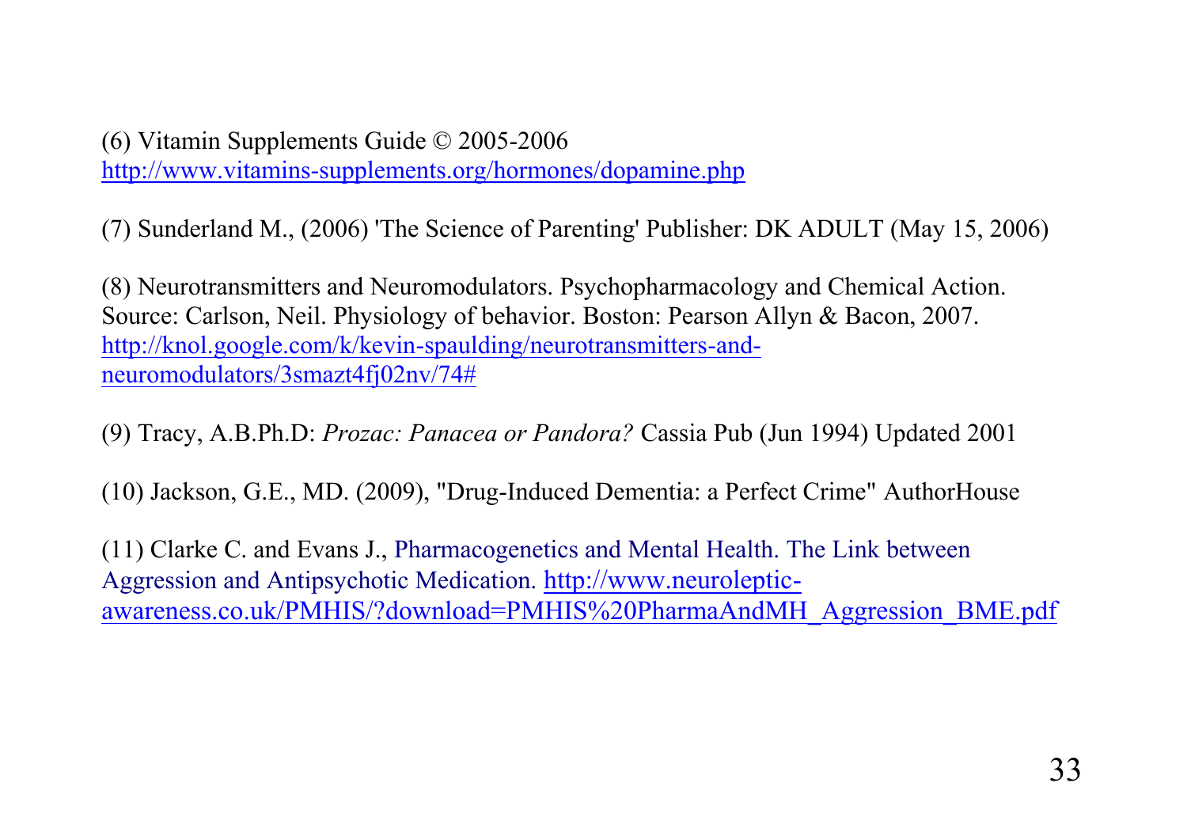(6) Vitamin Supplements Guide © 2005-2006
http://www.vitamins-supplements.org/hormones/dopamine.php

(7) Sunderland M., (2006) 'The Science of Parenting' Publisher: DK ADULT (May 15, 2006)

(8) Neurotransmitters and Neuromodulators. Psychopharmacology and Chemical Action. Source: Carlson, Neil. Physiology of behavior. Boston: Pearson Allyn & Bacon, 2007. http://knol.google.com/k/kevin-spaulding/neurotransmitters-and-neuromodulators/3smazt4fj02nv/74#

(9) Tracy, A.B.Ph.D: *Prozac: Panacea or Pandora?* Cassia Pub (Jun 1994) Updated 2001

(10) Jackson, G.E., MD. (2009), "Drug-Induced Dementia: a Perfect Crime" AuthorHouse

(11) Clarke C. and Evans J., Pharmacogenetics and Mental Health. The Link between Aggression and Antipsychotic Medication. http://www.neuroleptic-awareness.co.uk/PMHIS/?download=PMHIS%20PharmaAndMH_Aggression_BME.pdf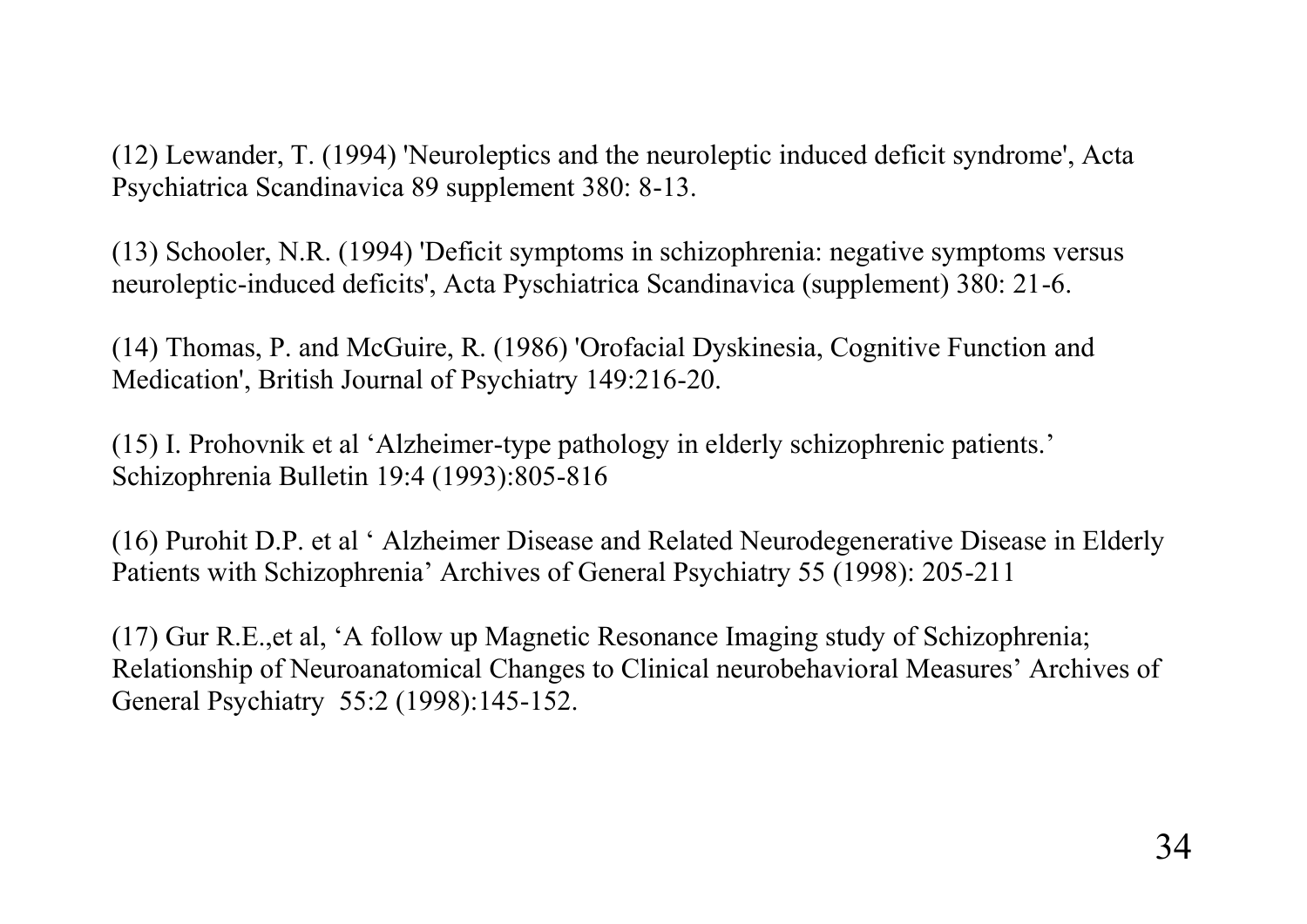(12) Lewander, T. (1994) 'Neuroleptics and the neuroleptic induced deficit syndrome', Acta Psychiatrica Scandinavica 89 supplement 380: 8-13.

(13) Schooler, N.R. (1994) 'Deficit symptoms in schizophrenia: negative symptoms versus neuroleptic-induced deficits', Acta Pyschiatrica Scandinavica (supplement) 380: 21-6.

(14) Thomas, P. and McGuire, R. (1986) 'Orofacial Dyskinesia, Cognitive Function and Medication', British Journal of Psychiatry 149:216-20.

(15) I. Prohovnik et al 'Alzheimer-type pathology in elderly schizophrenic patients.' Schizophrenia Bulletin 19:4 (1993):805-816

(16) Purohit D.P. et al ' Alzheimer Disease and Related Neurodegenerative Disease in Elderly Patients with Schizophrenia' Archives of General Psychiatry 55 (1998): 205-211

(17) Gur R.E.,et al, 'A follow up Magnetic Resonance Imaging study of Schizophrenia; Relationship of Neuroanatomical Changes to Clinical neurobehavioral Measures' Archives of General Psychiatry 55:2 (1998):145-152.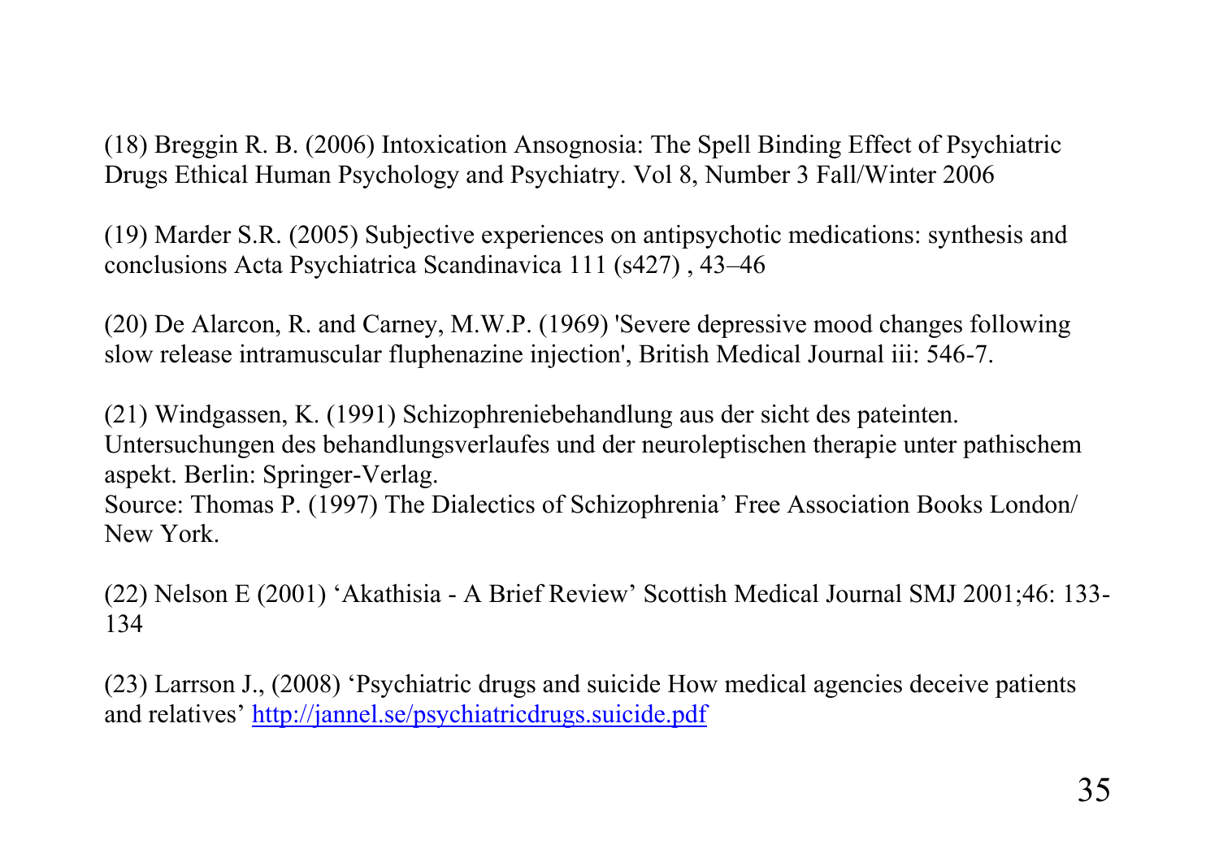(18) Breggin R. B. (2006) Intoxication Ansognosia: The Spell Binding Effect of Psychiatric Drugs Ethical Human Psychology and Psychiatry. Vol 8, Number 3 Fall/Winter 2006

(19) Marder S.R. (2005) Subjective experiences on antipsychotic medications: synthesis and conclusions Acta Psychiatrica Scandinavica 111 (s427) , 43–46

(20) De Alarcon, R. and Carney, M.W.P. (1969) 'Severe depressive mood changes following slow release intramuscular fluphenazine injection', British Medical Journal iii: 546-7.

(21) Windgassen, K. (1991) Schizophreniebehandlung aus der sicht des pateinten. Untersuchungen des behandlungsverlaufes und der neuroleptischen therapie unter pathischem aspekt. Berlin: Springer-Verlag.
Source: Thomas P. (1997) The Dialectics of Schizophrenia' Free Association Books London/ New York.

(22) Nelson E (2001) 'Akathisia - A Brief Review' Scottish Medical Journal SMJ 2001;46: 133-134

(23) Larrson J., (2008) 'Psychiatric drugs and suicide How medical agencies deceive patients and relatives' http://jannel.se/psychiatricdrugs.suicide.pdf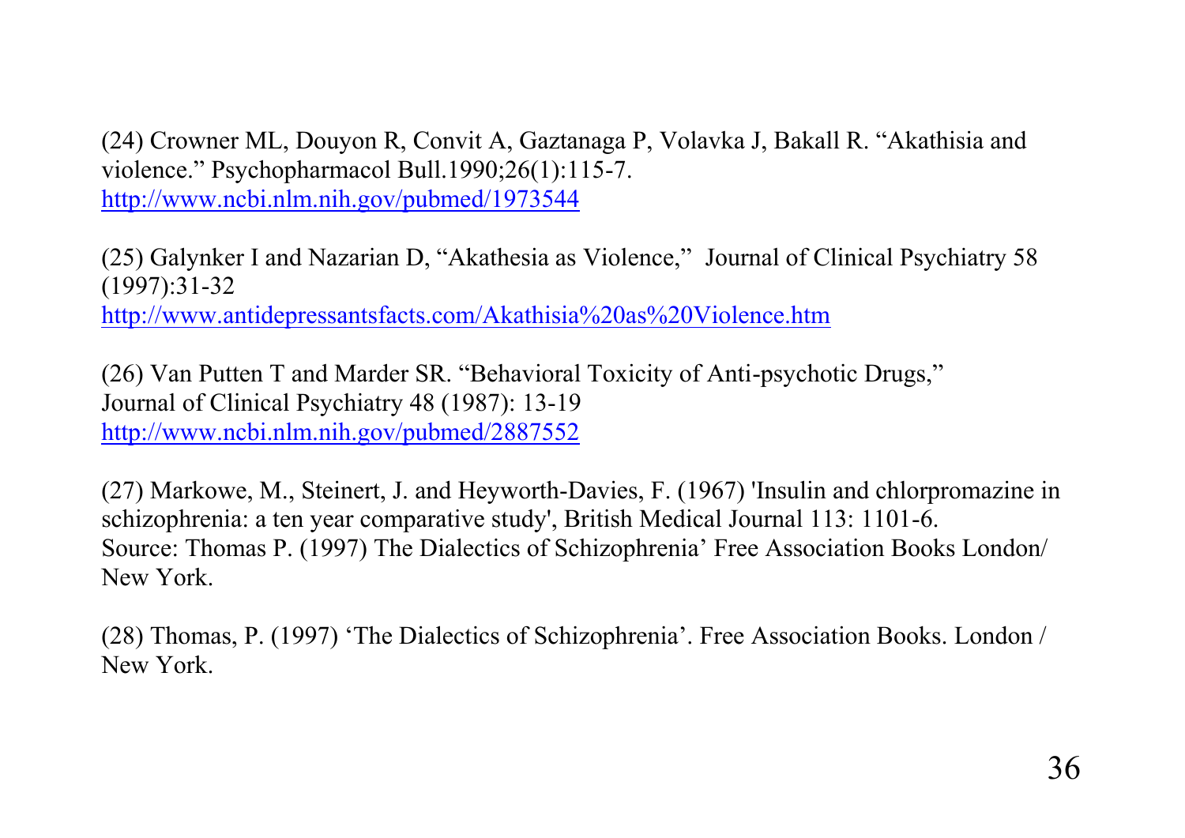(24) Crowner ML, Douyon R, Convit A, Gaztanaga P, Volavka J, Bakall R. “Akathisia and violence.” Psychopharmacol Bull.1990;26(1):115-7.
http://www.ncbi.nlm.nih.gov/pubmed/1973544

(25) Galynker I and Nazarian D, “Akathesia as Violence,” Journal of Clinical Psychiatry 58 (1997):31-32
http://www.antidepressantsfacts.com/Akathisia%20as%20Violence.htm

(26) Van Putten T and Marder SR. “Behavioral Toxicity of Anti-psychotic Drugs,” Journal of Clinical Psychiatry 48 (1987): 13-19
http://www.ncbi.nlm.nih.gov/pubmed/2887552

(27) Markowe, M., Steinert, J. and Heyworth-Davies, F. (1967) 'Insulin and chlorpromazine in schizophrenia: a ten year comparative study', British Medical Journal 113: 1101-6.
Source: Thomas P. (1997) The Dialectics of Schizophrenia’ Free Association Books London/ New York.

(28) Thomas, P. (1997) ‘The Dialectics of Schizophrenia’. Free Association Books. London / New York.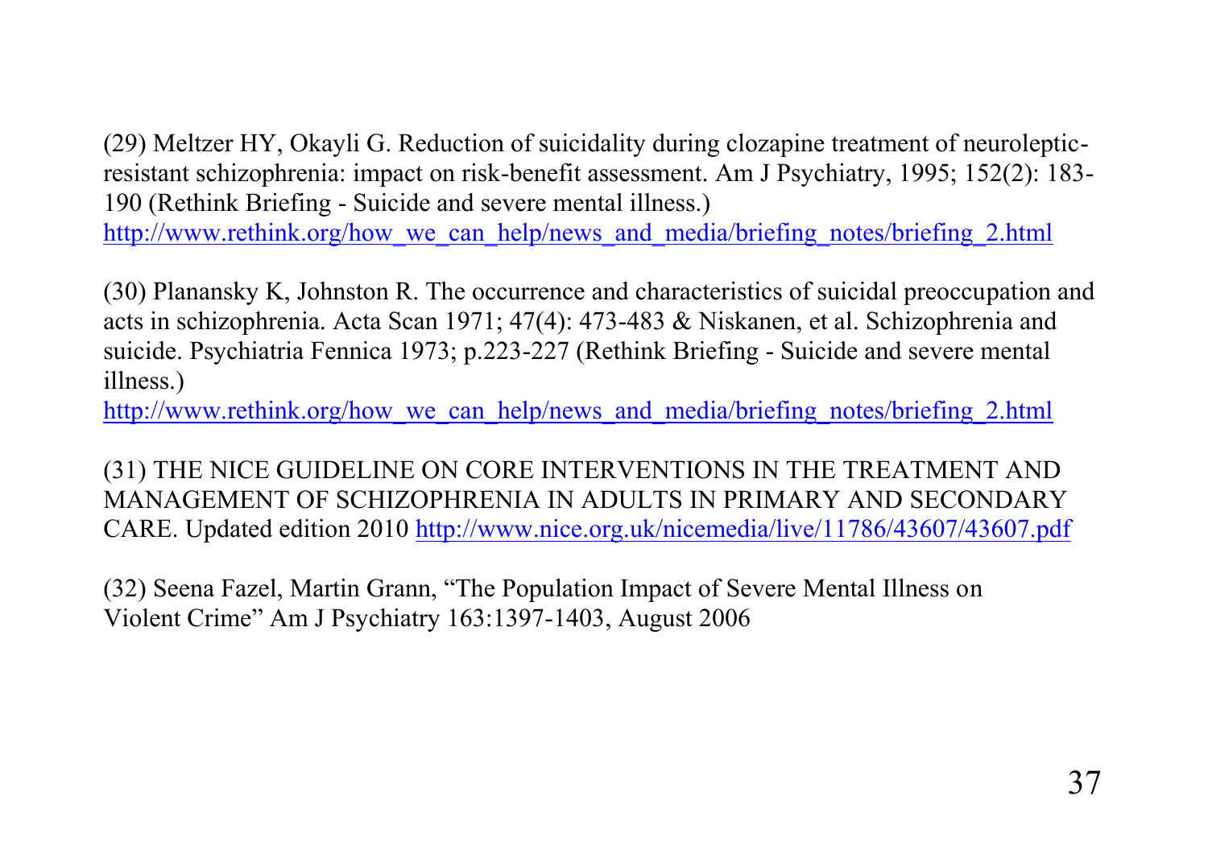(29) Meltzer HY, Okayli G. Reduction of suicidality during clozapine treatment of neuroleptic-resistant schizophrenia: impact on risk-benefit assessment. Am J Psychiatry, 1995; 152(2): 183-190 (Rethink Briefing - Suicide and severe mental illness.)
http://www.rethink.org/how_we_can_help/news_and_media/briefing_notes/briefing_2.html

(30) Planansky K, Johnston R. The occurrence and characteristics of suicidal preoccupation and acts in schizophrenia. Acta Scan 1971; 47(4): 473-483 & Niskanen, et al. Schizophrenia and suicide. Psychiatria Fennica 1973; p.223-227 (Rethink Briefing - Suicide and severe mental illness.)
http://www.rethink.org/how_we_can_help/news_and_media/briefing_notes/briefing_2.html

(31) THE NICE GUIDELINE ON CORE INTERVENTIONS IN THE TREATMENT AND MANAGEMENT OF SCHIZOPHRENIA IN ADULTS IN PRIMARY AND SECONDARY CARE. Updated edition 2010 http://www.nice.org.uk/nicemedia/live/11786/43607/43607.pdf

(32) Seena Fazel, Martin Grann, "The Population Impact of Severe Mental Illness on Violent Crime" Am J Psychiatry 163:1397-1403, August 2006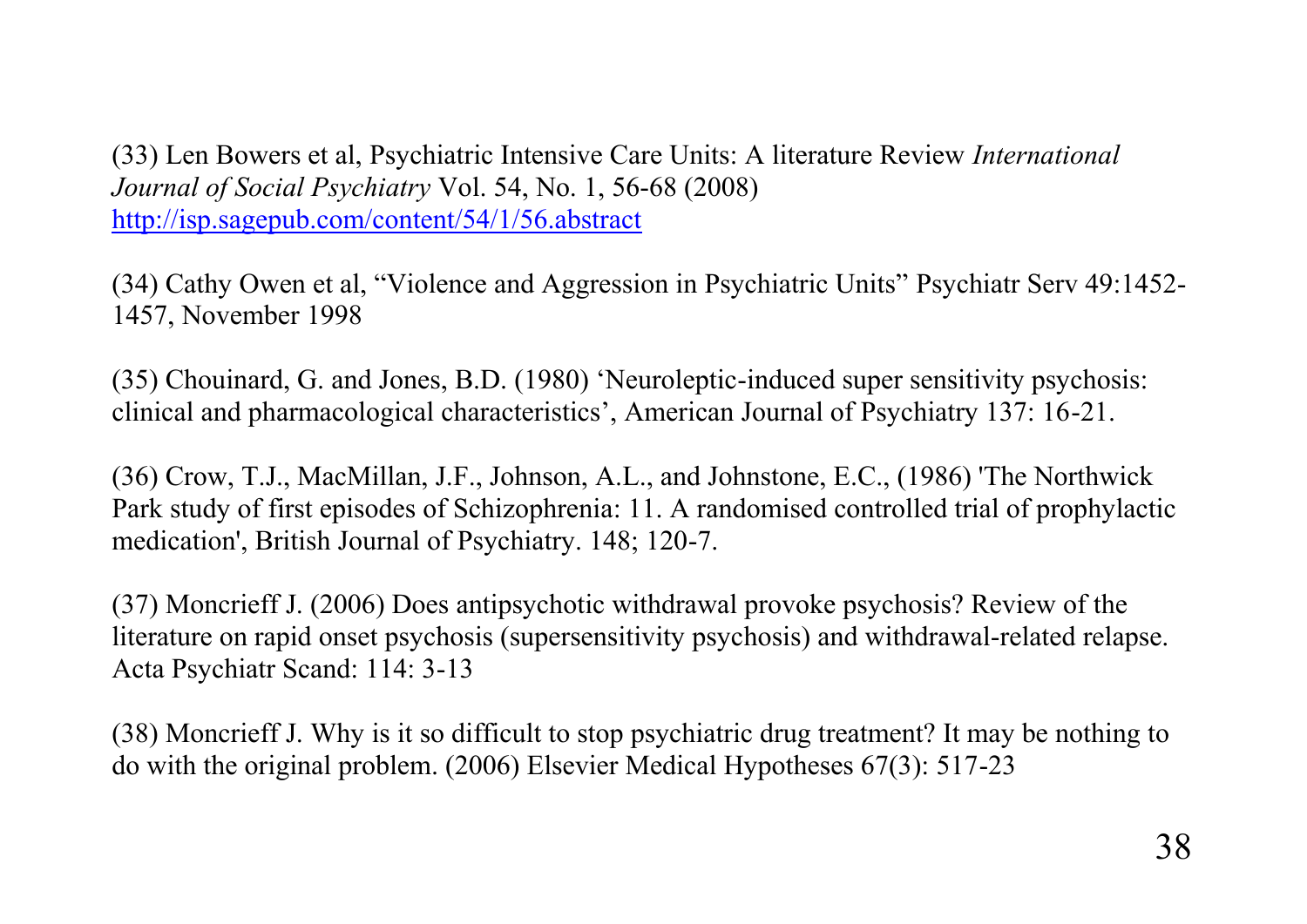(33) Len Bowers et al, Psychiatric Intensive Care Units: A literature Review *International Journal of Social Psychiatry* Vol. 54, No. 1, 56-68 (2008) [http://isp.sagepub.com/content/54/1/56.abstract](http://isp.sagepub.com/content/54/1/56.abstract)

(34) Cathy Owen et al, "Violence and Aggression in Psychiatric Units" Psychiatr Serv 49:1452-1457, November 1998

(35) Chouinard, G. and Jones, B.D. (1980) 'Neuroleptic-induced super sensitivity psychosis: clinical and pharmacological characteristics', American Journal of Psychiatry 137: 16-21.

(36) Crow, T.J., MacMillan, J.F., Johnson, A.L., and Johnstone, E.C., (1986) 'The Northwick Park study of first episodes of Schizophrenia: 11. A randomised controlled trial of prophylactic medication', British Journal of Psychiatry. 148; 120-7.

(37) Moncrieff J. (2006) Does antipsychotic withdrawal provoke psychosis? Review of the literature on rapid onset psychosis (supersensitivity psychosis) and withdrawal-related relapse. Acta Psychiatr Scand: 114: 3-13

(38) Moncrieff J. Why is it so difficult to stop psychiatric drug treatment? It may be nothing to do with the original problem. (2006) Elsevier Medical Hypotheses 67(3): 517-23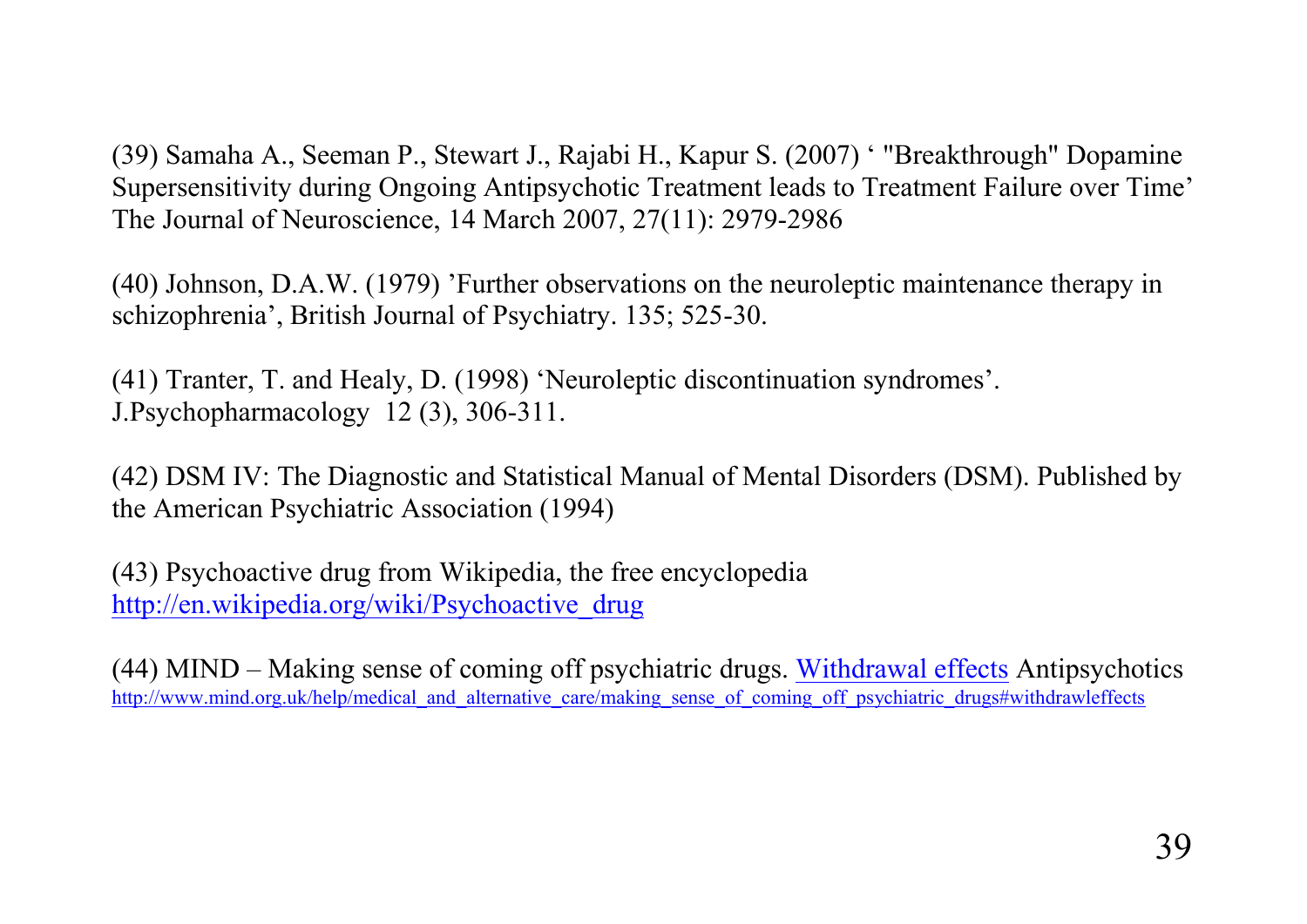(39) Samaha A., Seeman P., Stewart J., Rajabi H., Kapur S. (2007) ' "Breakthrough" Dopamine Supersensitivity during Ongoing Antipsychotic Treatment leads to Treatment Failure over Time' The Journal of Neuroscience, 14 March 2007, 27(11): 2979-2986

(40) Johnson, D.A.W. (1979) 'Further observations on the neuroleptic maintenance therapy in schizophrenia', British Journal of Psychiatry. 135; 525-30.

(41) Tranter, T. and Healy, D. (1998) 'Neuroleptic discontinuation syndromes'. J.Psychopharmacology 12 (3), 306-311.

(42) DSM IV: The Diagnostic and Statistical Manual of Mental Disorders (DSM). Published by the American Psychiatric Association (1994)

(43) Psychoactive drug from Wikipedia, the free encyclopedia
http://en.wikipedia.org/wiki/Psychoactive_drug

(44) MIND – Making sense of coming off psychiatric drugs. Withdrawal effects Antipsychotics
http://www.mind.org.uk/help/medical_and_alternative_care/making_sense_of_coming_off_psychiatric_drugs#withdrawleffects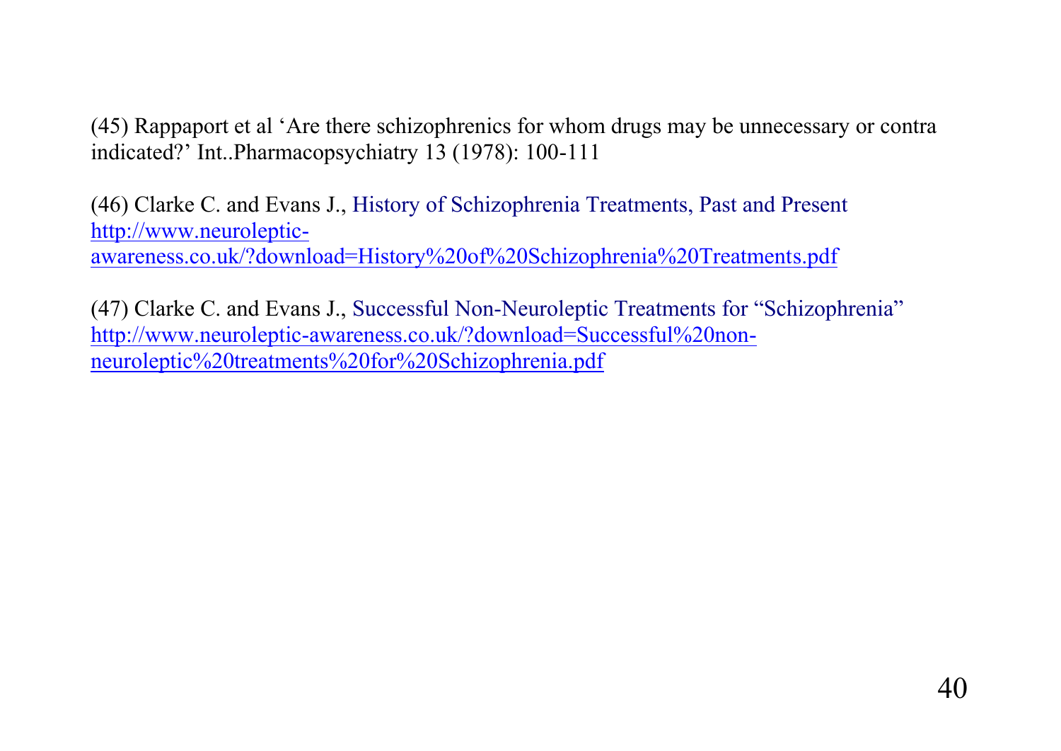(45) Rappaport et al 'Are there schizophrenics for whom drugs may be unnecessary or contra indicated?' Int..Pharmacopsychiatry 13 (1978): 100-111

(46) Clarke C. and Evans J., History of Schizophrenia Treatments, Past and Present http://www.neuroleptic-awareness.co.uk/?download=History%20of%20Schizophrenia%20Treatments.pdf

(47) Clarke C. and Evans J., Successful Non-Neuroleptic Treatments for "Schizophrenia" http://www.neuroleptic-awareness.co.uk/?download=Successful%20non-neuroleptic%20treatments%20for%20Schizophrenia.pdf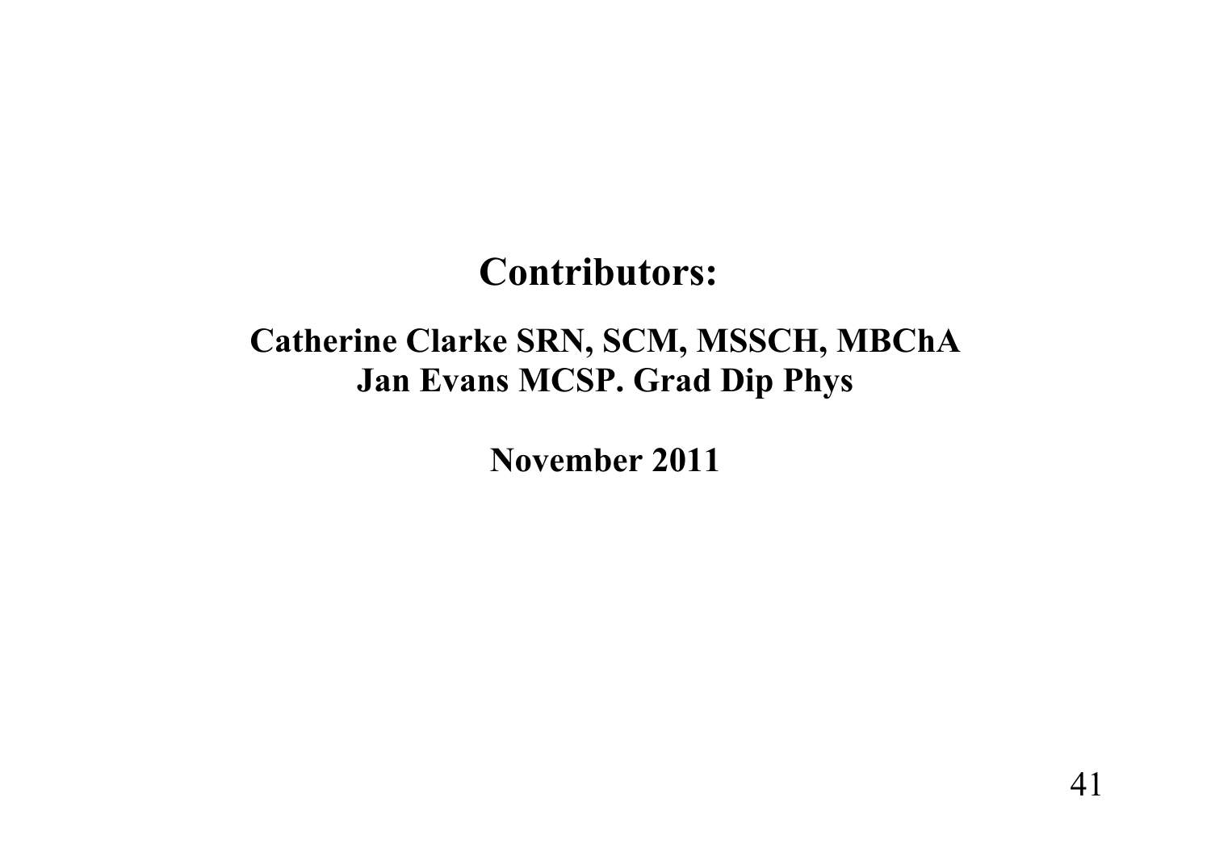## Contributors:

**Catherine Clarke SRN, SCM, MSSCH, MBChA**
**Jan Evans MCSP. Grad Dip Phys**

**November 2011**